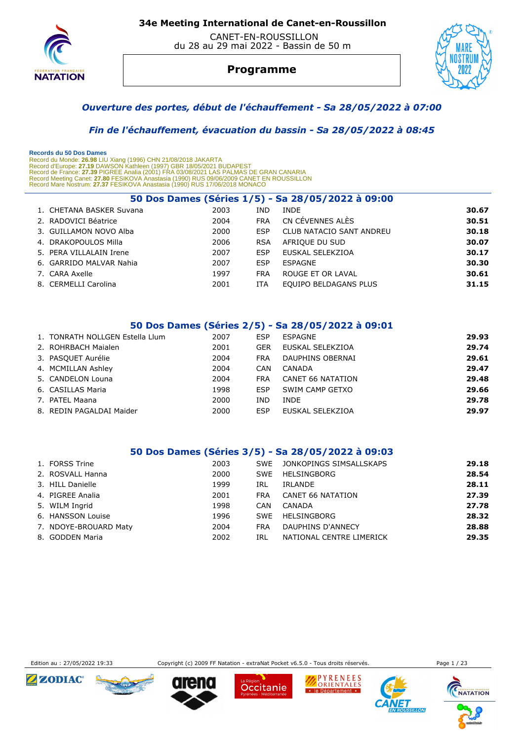# 34e Meeting International de Canet-en-Roussillon

CANET-EN-ROUSSILLON
du 28 au 29 mai 2022 - Bassin de 50 m

## Programme

***Ouverture des portes, début de l'échauffement - Sa 28/05/2022 à 07:00***

***Fin de l'échauffement, évacuation du bassin - Sa 28/05/2022 à 08:45***

**Records du 50 Dos Dames**
Record du Monde: **26.98** LIU Xiang (1996) CHN 21/08/2018 JAKARTA
Record d'Europe: **27.19** DAWSON Kathleen (1997) GBR 18/05/2021 BUDAPEST
Record de France: **27.39** PIGREE Analia (2001) FRA 03/08/2021 LAS PALMAS DE GRAN CANARIA
Record Meeting Canet: **27.80** FESIKOVA Anastasia (1990) RUS 09/06/2009 CANET EN ROUSSILLON
Record Mare Nostrum: **27.37** FESIKOVA Anastasia (1990) RUS 17/06/2018 MONACO

### 50 Dos Dames (Séries 1/5) - Sa 28/05/2022 à 09:00

| | Nom | Année | Nat. | Club | Temps |
|---|---|---|---|---|---|
| 1. | CHETANA BASKER Suvana | 2003 | IND | INDE | **30.67** |
| 2. | RADOVICI Béatrice | 2004 | FRA | CN CÉVENNES ALÈS | **30.51** |
| 3. | GUILLAMON NOVO Alba | 2000 | ESP | CLUB NATACIO SANT ANDREU | **30.18** |
| 4. | DRAKOPOULOS Milla | 2006 | RSA | AFRIQUE DU SUD | **30.07** |
| 5. | PERA VILLALAIN Irene | 2007 | ESP | EUSKAL SELEKZIOA | **30.17** |
| 6. | GARRIDO MALVAR Nahia | 2007 | ESP | ESPAGNE | **30.30** |
| 7. | CARA Axelle | 1997 | FRA | ROUGE ET OR LAVAL | **30.61** |
| 8. | CERMELLI Carolina | 2001 | ITA | EQUIPO BELDAGANS PLUS | **31.15** |

### 50 Dos Dames (Séries 2/5) - Sa 28/05/2022 à 09:01

| | Nom | Année | Nat. | Club | Temps |
|---|---|---|---|---|---|
| 1. | TONRATH NOLLGEN Estella Llum | 2007 | ESP | ESPAGNE | **29.93** |
| 2. | ROHRBACH Maialen | 2001 | GER | EUSKAL SELEKZIOA | **29.74** |
| 3. | PASQUET Aurélie | 2004 | FRA | DAUPHINS OBERNAI | **29.61** |
| 4. | MCMILLAN Ashley | 2004 | CAN | CANADA | **29.47** |
| 5. | CANDELON Louna | 2004 | FRA | CANET 66 NATATION | **29.48** |
| 6. | CASILLAS Maria | 1998 | ESP | SWIM CAMP GETXO | **29.66** |
| 7. | PATEL Maana | 2000 | IND | INDE | **29.78** |
| 8. | REDIN PAGALDAI Maider | 2000 | ESP | EUSKAL SELEKZIOA | **29.97** |

### 50 Dos Dames (Séries 3/5) - Sa 28/05/2022 à 09:03

| | Nom | Année | Nat. | Club | Temps |
|---|---|---|---|---|---|
| 1. | FORSS Trine | 2003 | SWE | JONKOPINGS SIMSALLSKAPS | **29.18** |
| 2. | ROSVALL Hanna | 2000 | SWE | HELSINGBORG | **28.54** |
| 3. | HILL Danielle | 1999 | IRL | IRLANDE | **28.11** |
| 4. | PIGREE Analia | 2001 | FRA | CANET 66 NATATION | **27.39** |
| 5. | WILM Ingrid | 1998 | CAN | CANADA | **27.78** |
| 6. | HANSSON Louise | 1996 | SWE | HELSINGBORG | **28.32** |
| 7. | NDOYE-BROUARD Maty | 2004 | FRA | DAUPHINS D'ANNECY | **28.88** |
| 8. | GODDEN Maria | 2002 | IRL | NATIONAL CENTRE LIMERICK | **29.35** |

Edition au : 27/05/2022 19:33 — Copyright (c) 2009 FF Natation - extraNat Pocket v6.5.0 - Tous droits réservés.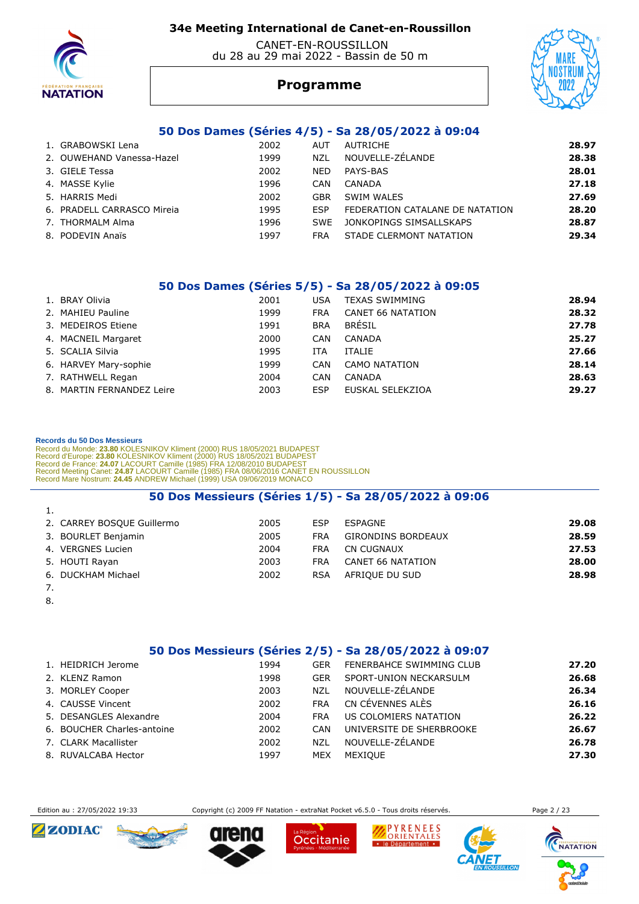# 34e Meeting International de Canet-en-Roussillon

CANET-EN-ROUSSILLON
du 28 au 29 mai 2022 - Bassin de 50 m

## Programme

### 50 Dos Dames (Séries 4/5) - Sa 28/05/2022 à 09:04

| | Nom | Année | Pays | Club | Temps |
|---|---|---|---|---|---|
| 1. | GRABOWSKI Lena | 2002 | AUT | AUTRICHE | **28.97** |
| 2. | OUWEHAND Vanessa-Hazel | 1999 | NZL | NOUVELLE-ZÉLANDE | **28.38** |
| 3. | GIELE Tessa | 2002 | NED | PAYS-BAS | **28.01** |
| 4. | MASSE Kylie | 1996 | CAN | CANADA | **27.18** |
| 5. | HARRIS Medi | 2002 | GBR | SWIM WALES | **27.69** |
| 6. | PRADELL CARRASCO Mireia | 1995 | ESP | FEDERATION CATALANE DE NATATION | **28.20** |
| 7. | THORMALM Alma | 1996 | SWE | JONKOPINGS SIMSALLSKAPS | **28.87** |
| 8. | PODEVIN Anaïs | 1997 | FRA | STADE CLERMONT NATATION | **29.34** |

### 50 Dos Dames (Séries 5/5) - Sa 28/05/2022 à 09:05

| | Nom | Année | Pays | Club | Temps |
|---|---|---|---|---|---|
| 1. | BRAY Olivia | 2001 | USA | TEXAS SWIMMING | **28.94** |
| 2. | MAHIEU Pauline | 1999 | FRA | CANET 66 NATATION | **28.32** |
| 3. | MEDEIROS Etiene | 1991 | BRA | BRÉSIL | **27.78** |
| 4. | MACNEIL Margaret | 2000 | CAN | CANADA | **25.27** |
| 5. | SCALIA Silvia | 1995 | ITA | ITALIE | **27.66** |
| 6. | HARVEY Mary-sophie | 1999 | CAN | CAMO NATATION | **28.14** |
| 7. | RATHWELL Regan | 2004 | CAN | CANADA | **28.63** |
| 8. | MARTIN FERNANDEZ Leire | 2003 | ESP | EUSKAL SELEKZIOA | **29.27** |

**Records du 50 Dos Messieurs**
Record du Monde: **23.80** KOLESNIKOV Kliment (2000) RUS 18/05/2021 BUDAPEST
Record d'Europe: **23.80** KOLESNIKOV Kliment (2000) RUS 18/05/2021 BUDAPEST
Record de France: **24.07** LACOURT Camille (1985) FRA 12/08/2010 BUDAPEST
Record Meeting Canet: **24.87** LACOURT Camille (1985) FRA 08/06/2016 CANET EN ROUSSILLON
Record Mare Nostrum: **24.45** ANDREW Michael (1999) USA 09/06/2019 MONACO

### 50 Dos Messieurs (Séries 1/5) - Sa 28/05/2022 à 09:06

| | Nom | Année | Pays | Club | Temps |
|---|---|---|---|---|---|
| 1. | | | | | |
| 2. | CARREY BOSQUE Guillermo | 2005 | ESP | ESPAGNE | **29.08** |
| 3. | BOURLET Benjamin | 2005 | FRA | GIRONDINS BORDEAUX | **28.59** |
| 4. | VERGNES Lucien | 2004 | FRA | CN CUGNAUX | **27.53** |
| 5. | HOUTI Rayan | 2003 | FRA | CANET 66 NATATION | **28.00** |
| 6. | DUCKHAM Michael | 2002 | RSA | AFRIQUE DU SUD | **28.98** |
| 7. | | | | | |
| 8. | | | | | |

### 50 Dos Messieurs (Séries 2/5) - Sa 28/05/2022 à 09:07

| | Nom | Année | Pays | Club | Temps |
|---|---|---|---|---|---|
| 1. | HEIDRICH Jerome | 1994 | GER | FENERBAHCE SWIMMING CLUB | **27.20** |
| 2. | KLENZ Ramon | 1998 | GER | SPORT-UNION NECKARSULM | **26.68** |
| 3. | MORLEY Cooper | 2003 | NZL | NOUVELLE-ZÉLANDE | **26.34** |
| 4. | CAUSSE Vincent | 2002 | FRA | CN CÉVENNES ALÈS | **26.16** |
| 5. | DESANGLES Alexandre | 2004 | FRA | US COLOMIERS NATATION | **26.22** |
| 6. | BOUCHER Charles-antoine | 2002 | CAN | UNIVERSITE DE SHERBROOKE | **26.67** |
| 7. | CLARK Macallister | 2002 | NZL | NOUVELLE-ZÉLANDE | **26.78** |
| 8. | RUVALCABA Hector | 1997 | MEX | MEXIQUE | **27.30** |

Edition au : 27/05/2022 19:33 — Copyright (c) 2009 FF Natation - extraNat Pocket v6.5.0 - Tous droits réservés.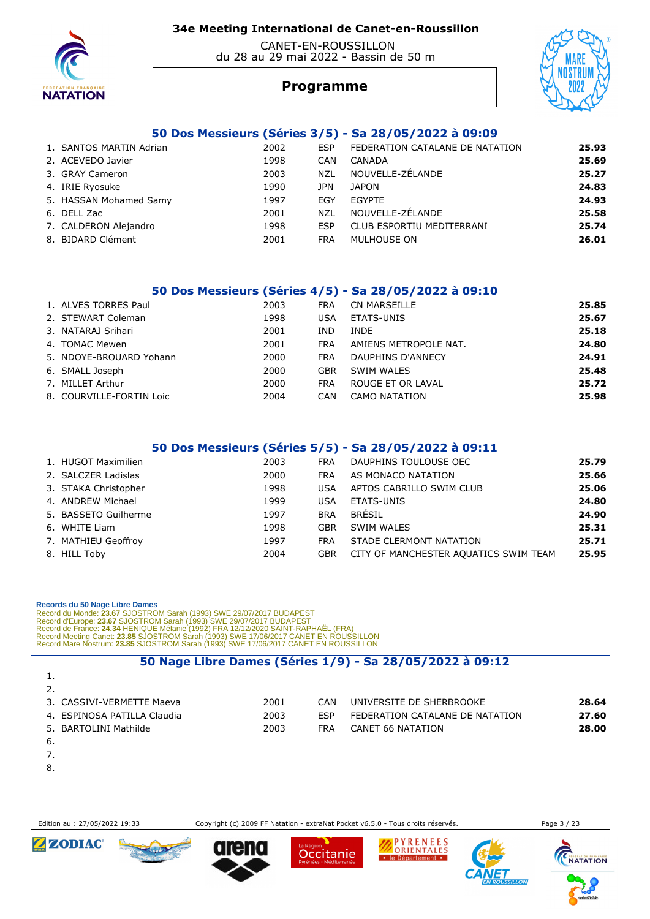# 34e Meeting International de Canet-en-Roussillon

CANET-EN-ROUSSILLON
du 28 au 29 mai 2022 - Bassin de 50 m

## Programme

### 50 Dos Messieurs (Séries 3/5) - Sa 28/05/2022 à 09:09

| | | | | | |
|---|---|---|---|---|---|
| 1. | SANTOS MARTIN Adrian | 2002 | ESP | FEDERATION CATALANE DE NATATION | **25.93** |
| 2. | ACEVEDO Javier | 1998 | CAN | CANADA | **25.69** |
| 3. | GRAY Cameron | 2003 | NZL | NOUVELLE-ZÉLANDE | **25.27** |
| 4. | IRIE Ryosuke | 1990 | JPN | JAPON | **24.83** |
| 5. | HASSAN Mohamed Samy | 1997 | EGY | EGYPTE | **24.93** |
| 6. | DELL Zac | 2001 | NZL | NOUVELLE-ZÉLANDE | **25.58** |
| 7. | CALDERON Alejandro | 1998 | ESP | CLUB ESPORTIU MEDITERRANI | **25.74** |
| 8. | BIDARD Clément | 2001 | FRA | MULHOUSE ON | **26.01** |

### 50 Dos Messieurs (Séries 4/5) - Sa 28/05/2022 à 09:10

| | | | | | |
|---|---|---|---|---|---|
| 1. | ALVES TORRES Paul | 2003 | FRA | CN MARSEILLE | **25.85** |
| 2. | STEWART Coleman | 1998 | USA | ETATS-UNIS | **25.67** |
| 3. | NATARAJ Srihari | 2001 | IND | INDE | **25.18** |
| 4. | TOMAC Mewen | 2001 | FRA | AMIENS METROPOLE NAT. | **24.80** |
| 5. | NDOYE-BROUARD Yohann | 2000 | FRA | DAUPHINS D'ANNECY | **24.91** |
| 6. | SMALL Joseph | 2000 | GBR | SWIM WALES | **25.48** |
| 7. | MILLET Arthur | 2000 | FRA | ROUGE ET OR LAVAL | **25.72** |
| 8. | COURVILLE-FORTIN Loic | 2004 | CAN | CAMO NATATION | **25.98** |

### 50 Dos Messieurs (Séries 5/5) - Sa 28/05/2022 à 09:11

| | | | | | |
|---|---|---|---|---|---|
| 1. | HUGOT Maximilien | 2003 | FRA | DAUPHINS TOULOUSE OEC | **25.79** |
| 2. | SALCZER Ladislas | 2000 | FRA | AS MONACO NATATION | **25.66** |
| 3. | STAKA Christopher | 1998 | USA | APTOS CABRILLO SWIM CLUB | **25.06** |
| 4. | ANDREW Michael | 1999 | USA | ETATS-UNIS | **24.80** |
| 5. | BASSETO Guilherme | 1997 | BRA | BRÉSIL | **24.90** |
| 6. | WHITE Liam | 1998 | GBR | SWIM WALES | **25.31** |
| 7. | MATHIEU Geoffroy | 1997 | FRA | STADE CLERMONT NATATION | **25.71** |
| 8. | HILL Toby | 2004 | GBR | CITY OF MANCHESTER AQUATICS SWIM TEAM | **25.95** |

**Records du 50 Nage Libre Dames**
Record du Monde: **23.67** SJOSTROM Sarah (1993) SWE 29/07/2017 BUDAPEST
Record d'Europe: **23.67** SJOSTROM Sarah (1993) SWE 29/07/2017 BUDAPEST
Record de France: **24.34** HENIQUE Mélanie (1992) FRA 12/12/2020 SAINT-RAPHAËL (FRA)
Record Meeting Canet: **23.85** SJOSTROM Sarah (1993) SWE 17/06/2017 CANET EN ROUSSILLON
Record Mare Nostrum: **23.85** SJOSTROM Sarah (1993) SWE 17/06/2017 CANET EN ROUSSILLON

### 50 Nage Libre Dames (Séries 1/9) - Sa 28/05/2022 à 09:12

| | | | | | |
|---|---|---|---|---|---|
| 1. | | | | | |
| 2. | | | | | |
| 3. | CASSIVI-VERMETTE Maeva | 2001 | CAN | UNIVERSITE DE SHERBROOKE | **28.64** |
| 4. | ESPINOSA PATILLA Claudia | 2003 | ESP | FEDERATION CATALANE DE NATATION | **27.60** |
| 5. | BARTOLINI Mathilde | 2003 | FRA | CANET 66 NATATION | **28.00** |
| 6. | | | | | |
| 7. | | | | | |
| 8. | | | | | |

Edition au : 27/05/2022 19:33 — Copyright (c) 2009 FF Natation - extraNat Pocket v6.5.0 - Tous droits réservés.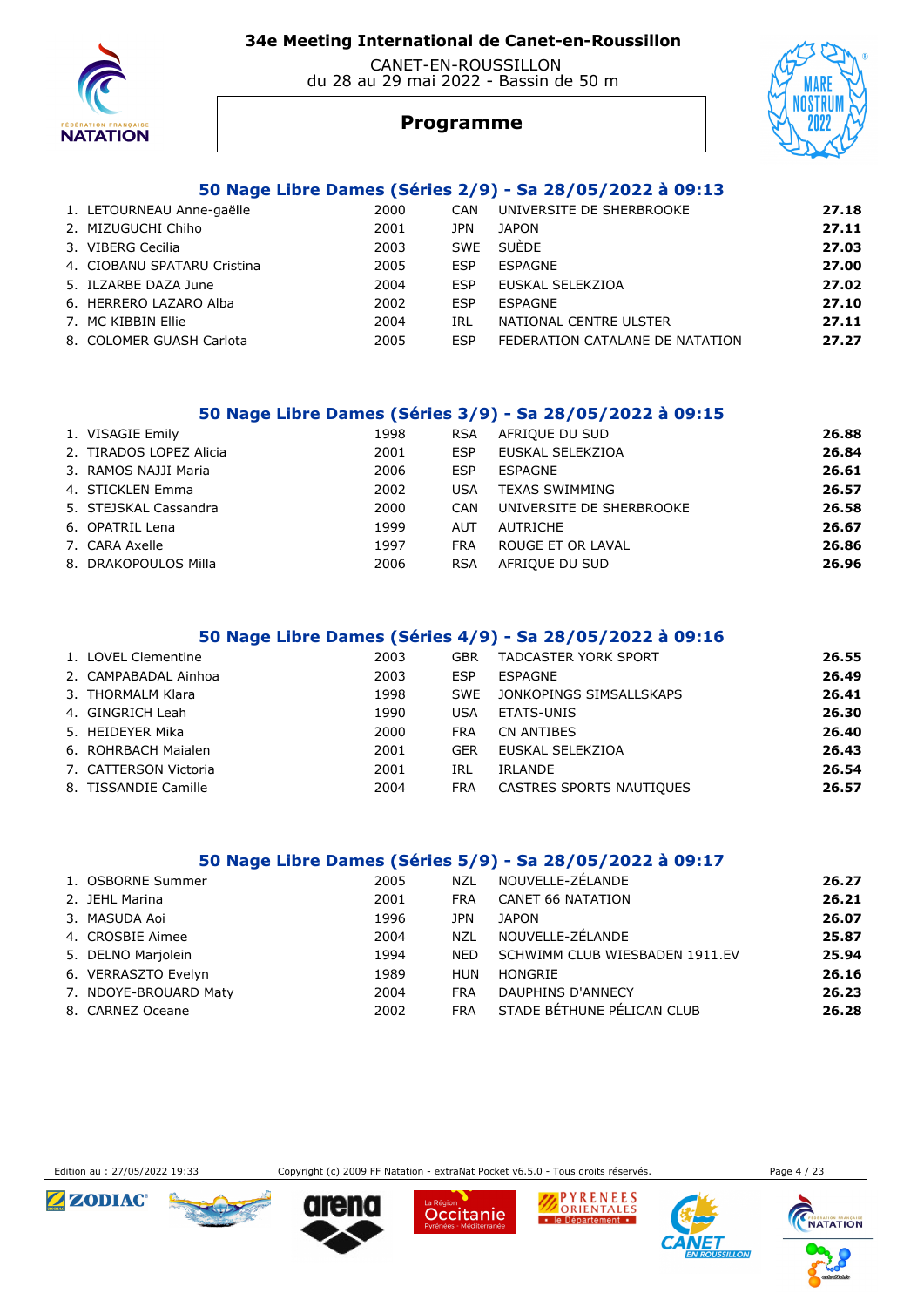# 34e Meeting International de Canet-en-Roussillon

CANET-EN-ROUSSILLON
du 28 au 29 mai 2022 - Bassin de 50 m

## Programme

### 50 Nage Libre Dames (Séries 2/9) - Sa 28/05/2022 à 09:13

| | | | | | |
|---|---|---|---|---|---|
| 1. | LETOURNEAU Anne-gaëlle | 2000 | CAN | UNIVERSITE DE SHERBROOKE | **27.18** |
| 2. | MIZUGUCHI Chiho | 2001 | JPN | JAPON | **27.11** |
| 3. | VIBERG Cecilia | 2003 | SWE | SUÈDE | **27.03** |
| 4. | CIOBANU SPATARU Cristina | 2005 | ESP | ESPAGNE | **27.00** |
| 5. | ILZARBE DAZA June | 2004 | ESP | EUSKAL SELEKZIOA | **27.02** |
| 6. | HERRERO LAZARO Alba | 2002 | ESP | ESPAGNE | **27.10** |
| 7. | MC KIBBIN Ellie | 2004 | IRL | NATIONAL CENTRE ULSTER | **27.11** |
| 8. | COLOMER GUASH Carlota | 2005 | ESP | FEDERATION CATALANE DE NATATION | **27.27** |

### 50 Nage Libre Dames (Séries 3/9) - Sa 28/05/2022 à 09:15

| | | | | | |
|---|---|---|---|---|---|
| 1. | VISAGIE Emily | 1998 | RSA | AFRIQUE DU SUD | **26.88** |
| 2. | TIRADOS LOPEZ Alicia | 2001 | ESP | EUSKAL SELEKZIOA | **26.84** |
| 3. | RAMOS NAJJI Maria | 2006 | ESP | ESPAGNE | **26.61** |
| 4. | STICKLEN Emma | 2002 | USA | TEXAS SWIMMING | **26.57** |
| 5. | STEJSKAL Cassandra | 2000 | CAN | UNIVERSITE DE SHERBROOKE | **26.58** |
| 6. | OPATRIL Lena | 1999 | AUT | AUTRICHE | **26.67** |
| 7. | CARA Axelle | 1997 | FRA | ROUGE ET OR LAVAL | **26.86** |
| 8. | DRAKOPOULOS Milla | 2006 | RSA | AFRIQUE DU SUD | **26.96** |

### 50 Nage Libre Dames (Séries 4/9) - Sa 28/05/2022 à 09:16

| | | | | | |
|---|---|---|---|---|---|
| 1. | LOVEL Clementine | 2003 | GBR | TADCASTER YORK SPORT | **26.55** |
| 2. | CAMPABADAL Ainhoa | 2003 | ESP | ESPAGNE | **26.49** |
| 3. | THORMALM Klara | 1998 | SWE | JONKOPINGS SIMSALLSKAPS | **26.41** |
| 4. | GINGRICH Leah | 1990 | USA | ETATS-UNIS | **26.30** |
| 5. | HEIDEYER Mika | 2000 | FRA | CN ANTIBES | **26.40** |
| 6. | ROHRBACH Maialen | 2001 | GER | EUSKAL SELEKZIOA | **26.43** |
| 7. | CATTERSON Victoria | 2001 | IRL | IRLANDE | **26.54** |
| 8. | TISSANDIE Camille | 2004 | FRA | CASTRES SPORTS NAUTIQUES | **26.57** |

### 50 Nage Libre Dames (Séries 5/9) - Sa 28/05/2022 à 09:17

| | | | | | |
|---|---|---|---|---|---|
| 1. | OSBORNE Summer | 2005 | NZL | NOUVELLE-ZÉLANDE | **26.27** |
| 2. | JEHL Marina | 2001 | FRA | CANET 66 NATATION | **26.21** |
| 3. | MASUDA Aoi | 1996 | JPN | JAPON | **26.07** |
| 4. | CROSBIE Aimee | 2004 | NZL | NOUVELLE-ZÉLANDE | **25.87** |
| 5. | DELNO Marjolein | 1994 | NED | SCHWIMM CLUB WIESBADEN 1911.EV | **25.94** |
| 6. | VERRASZTO Evelyn | 1989 | HUN | HONGRIE | **26.16** |
| 7. | NDOYE-BROUARD Maty | 2004 | FRA | DAUPHINS D'ANNECY | **26.23** |
| 8. | CARNEZ Oceane | 2002 | FRA | STADE BÉTHUNE PÉLICAN CLUB | **26.28** |

Edition au : 27/05/2022 19:33 — Copyright (c) 2009 FF Natation - extraNat Pocket v6.5.0 - Tous droits réservés.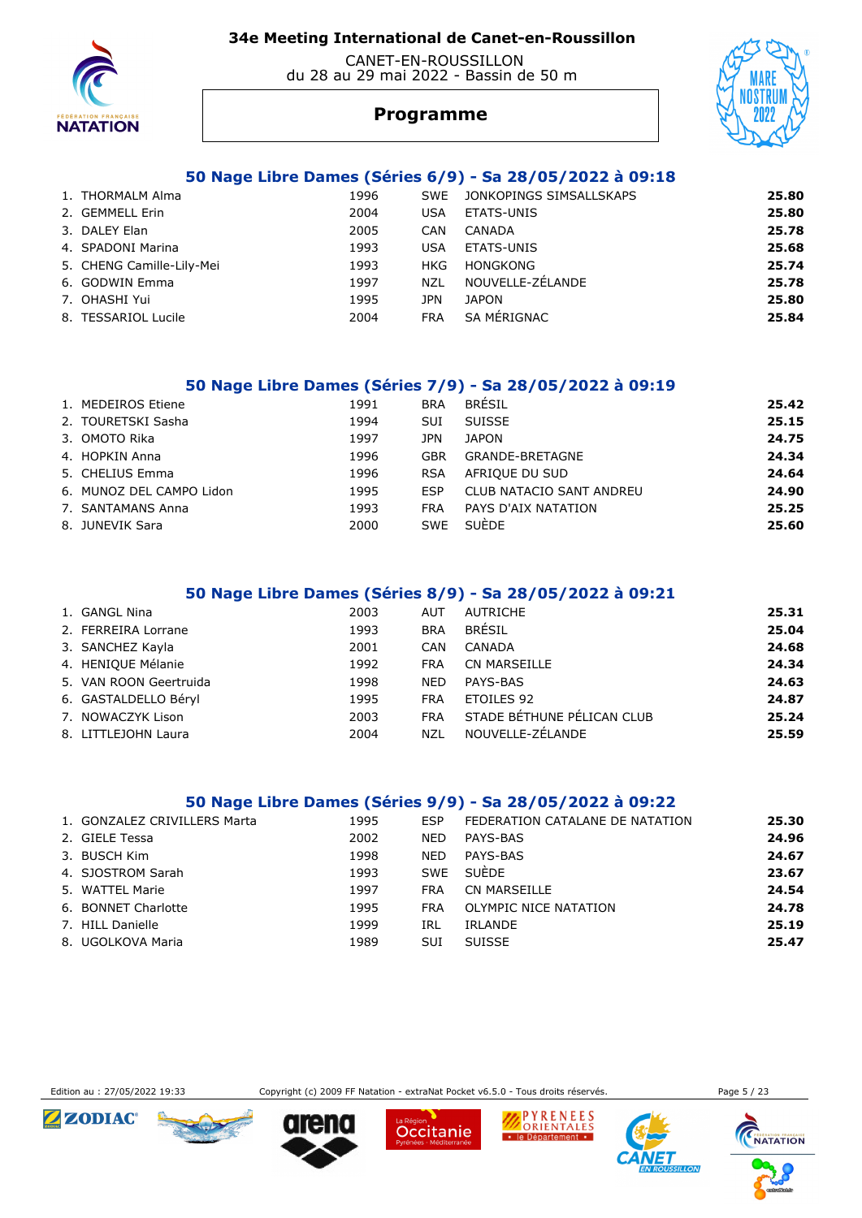# 34e Meeting International de Canet-en-Roussillon

CANET-EN-ROUSSILLON
du 28 au 29 mai 2022 - Bassin de 50 m

## Programme

### 50 Nage Libre Dames (Séries 6/9) - Sa 28/05/2022 à 09:18

| | Nom | Année | Nation | Club | Temps |
|---|---|---|---|---|---|
| 1. | THORMALM Alma | 1996 | SWE | JONKOPINGS SIMSALLSKAPS | 25.80 |
| 2. | GEMMELL Erin | 2004 | USA | ETATS-UNIS | 25.80 |
| 3. | DALEY Elan | 2005 | CAN | CANADA | 25.78 |
| 4. | SPADONI Marina | 1993 | USA | ETATS-UNIS | 25.68 |
| 5. | CHENG Camille-Lily-Mei | 1993 | HKG | HONGKONG | 25.74 |
| 6. | GODWIN Emma | 1997 | NZL | NOUVELLE-ZÉLANDE | 25.78 |
| 7. | OHASHI Yui | 1995 | JPN | JAPON | 25.80 |
| 8. | TESSARIOL Lucile | 2004 | FRA | SA MÉRIGNAC | 25.84 |

### 50 Nage Libre Dames (Séries 7/9) - Sa 28/05/2022 à 09:19

| | Nom | Année | Nation | Club | Temps |
|---|---|---|---|---|---|
| 1. | MEDEIROS Etiene | 1991 | BRA | BRÉSIL | 25.42 |
| 2. | TOURETSKI Sasha | 1994 | SUI | SUISSE | 25.15 |
| 3. | OMOTO Rika | 1997 | JPN | JAPON | 24.75 |
| 4. | HOPKIN Anna | 1996 | GBR | GRANDE-BRETAGNE | 24.34 |
| 5. | CHELIUS Emma | 1996 | RSA | AFRIQUE DU SUD | 24.64 |
| 6. | MUNOZ DEL CAMPO Lidon | 1995 | ESP | CLUB NATACIO SANT ANDREU | 24.90 |
| 7. | SANTAMANS Anna | 1993 | FRA | PAYS D'AIX NATATION | 25.25 |
| 8. | JUNEVIK Sara | 2000 | SWE | SUÈDE | 25.60 |

### 50 Nage Libre Dames (Séries 8/9) - Sa 28/05/2022 à 09:21

| | Nom | Année | Nation | Club | Temps |
|---|---|---|---|---|---|
| 1. | GANGL Nina | 2003 | AUT | AUTRICHE | 25.31 |
| 2. | FERREIRA Lorrane | 1993 | BRA | BRÉSIL | 25.04 |
| 3. | SANCHEZ Kayla | 2001 | CAN | CANADA | 24.68 |
| 4. | HENIQUE Mélanie | 1992 | FRA | CN MARSEILLE | 24.34 |
| 5. | VAN ROON Geertruida | 1998 | NED | PAYS-BAS | 24.63 |
| 6. | GASTALDELLO Béryl | 1995 | FRA | ETOILES 92 | 24.87 |
| 7. | NOWACZYK Lison | 2003 | FRA | STADE BÉTHUNE PÉLICAN CLUB | 25.24 |
| 8. | LITTLEJOHN Laura | 2004 | NZL | NOUVELLE-ZÉLANDE | 25.59 |

### 50 Nage Libre Dames (Séries 9/9) - Sa 28/05/2022 à 09:22

| | Nom | Année | Nation | Club | Temps |
|---|---|---|---|---|---|
| 1. | GONZALEZ CRIVILLERS Marta | 1995 | ESP | FEDERATION CATALANE DE NATATION | 25.30 |
| 2. | GIELE Tessa | 2002 | NED | PAYS-BAS | 24.96 |
| 3. | BUSCH Kim | 1998 | NED | PAYS-BAS | 24.67 |
| 4. | SJOSTROM Sarah | 1993 | SWE | SUÈDE | 23.67 |
| 5. | WATTEL Marie | 1997 | FRA | CN MARSEILLE | 24.54 |
| 6. | BONNET Charlotte | 1995 | FRA | OLYMPIC NICE NATATION | 24.78 |
| 7. | HILL Danielle | 1999 | IRL | IRLANDE | 25.19 |
| 8. | UGOLKOVA Maria | 1989 | SUI | SUISSE | 25.47 |

Edition au : 27/05/2022 19:33 — Copyright (c) 2009 FF Natation - extraNat Pocket v6.5.0 - Tous droits réservés.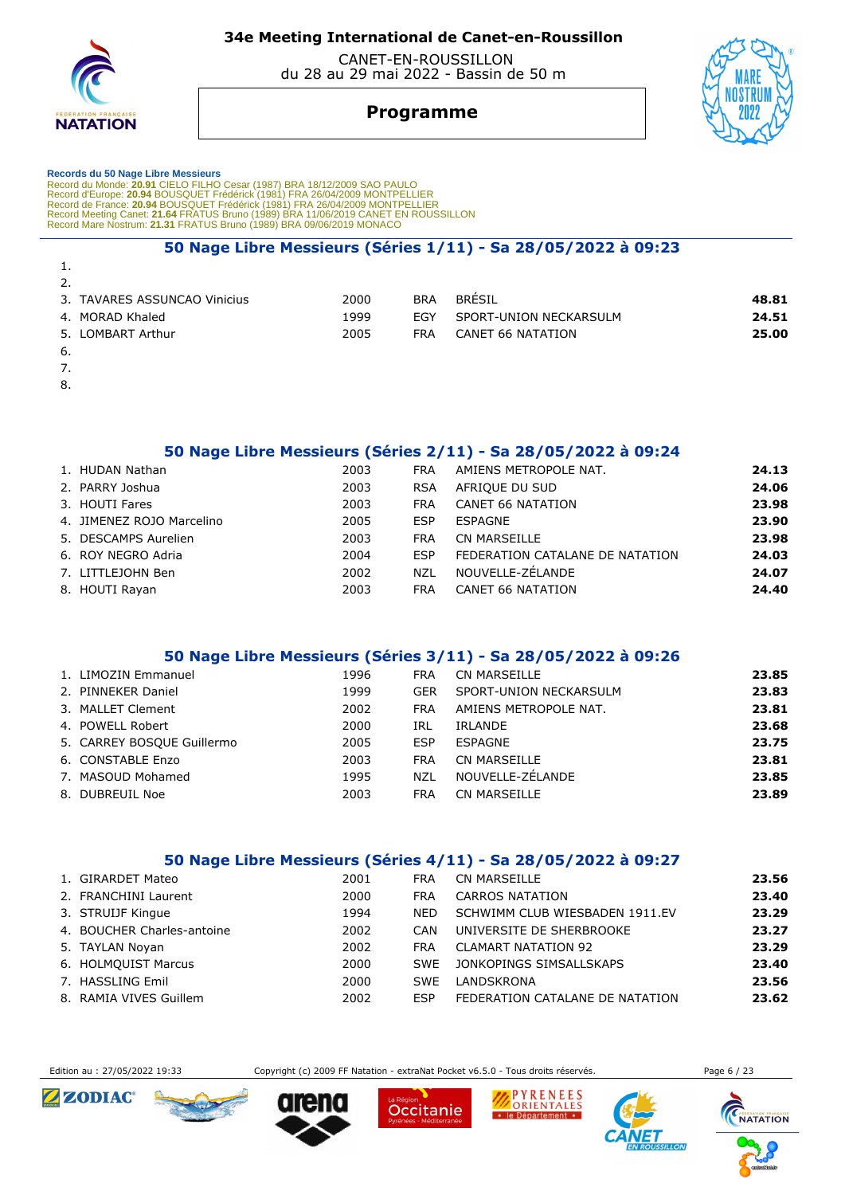# 34e Meeting International de Canet-en-Roussillon

CANET-EN-ROUSSILLON
du 28 au 29 mai 2022 - Bassin de 50 m

## Programme

**Records du 50 Nage Libre Messieurs**
Record du Monde: **20.91** CIELO FILHO Cesar (1987) BRA 18/12/2009 SAO PAULO
Record d'Europe: **20.94** BOUSQUET Frédérick (1981) FRA 26/04/2009 MONTPELLIER
Record de France: **20.94** BOUSQUET Frédérick (1981) FRA 26/04/2009 MONTPELLIER
Record Meeting Canet: **21.64** FRATUS Bruno (1989) BRA 11/06/2019 CANET EN ROUSSILLON
Record Mare Nostrum: **21.31** FRATUS Bruno (1989) BRA 09/06/2019 MONACO

### 50 Nage Libre Messieurs (Séries 1/11) - Sa 28/05/2022 à 09:23

| | Nom | Année | Nat. | Club | Temps |
|---|---|---|---|---|---|
| 1. | | | | | |
| 2. | | | | | |
| 3. | TAVARES ASSUNCAO Vinicius | 2000 | BRA | BRÉSIL | **48.81** |
| 4. | MORAD Khaled | 1999 | EGY | SPORT-UNION NECKARSULM | **24.51** |
| 5. | LOMBART Arthur | 2005 | FRA | CANET 66 NATATION | **25.00** |
| 6. | | | | | |
| 7. | | | | | |
| 8. | | | | | |

### 50 Nage Libre Messieurs (Séries 2/11) - Sa 28/05/2022 à 09:24

| | Nom | Année | Nat. | Club | Temps |
|---|---|---|---|---|---|
| 1. | HUDAN Nathan | 2003 | FRA | AMIENS METROPOLE NAT. | **24.13** |
| 2. | PARRY Joshua | 2003 | RSA | AFRIQUE DU SUD | **24.06** |
| 3. | HOUTI Fares | 2003 | FRA | CANET 66 NATATION | **23.98** |
| 4. | JIMENEZ ROJO Marcelino | 2005 | ESP | ESPAGNE | **23.90** |
| 5. | DESCAMPS Aurelien | 2003 | FRA | CN MARSEILLE | **23.98** |
| 6. | ROY NEGRO Adria | 2004 | ESP | FEDERATION CATALANE DE NATATION | **24.03** |
| 7. | LITTLEJOHN Ben | 2002 | NZL | NOUVELLE-ZÉLANDE | **24.07** |
| 8. | HOUTI Rayan | 2003 | FRA | CANET 66 NATATION | **24.40** |

### 50 Nage Libre Messieurs (Séries 3/11) - Sa 28/05/2022 à 09:26

| | Nom | Année | Nat. | Club | Temps |
|---|---|---|---|---|---|
| 1. | LIMOZIN Emmanuel | 1996 | FRA | CN MARSEILLE | **23.85** |
| 2. | PINNEKER Daniel | 1999 | GER | SPORT-UNION NECKARSULM | **23.83** |
| 3. | MALLET Clement | 2002 | FRA | AMIENS METROPOLE NAT. | **23.81** |
| 4. | POWELL Robert | 2000 | IRL | IRLANDE | **23.68** |
| 5. | CARREY BOSQUE Guillermo | 2005 | ESP | ESPAGNE | **23.75** |
| 6. | CONSTABLE Enzo | 2003 | FRA | CN MARSEILLE | **23.81** |
| 7. | MASOUD Mohamed | 1995 | NZL | NOUVELLE-ZÉLANDE | **23.85** |
| 8. | DUBREUIL Noe | 2003 | FRA | CN MARSEILLE | **23.89** |

### 50 Nage Libre Messieurs (Séries 4/11) - Sa 28/05/2022 à 09:27

| | Nom | Année | Nat. | Club | Temps |
|---|---|---|---|---|---|
| 1. | GIRARDET Mateo | 2001 | FRA | CN MARSEILLE | **23.56** |
| 2. | FRANCHINI Laurent | 2000 | FRA | CARROS NATATION | **23.40** |
| 3. | STRUIJF Kingue | 1994 | NED | SCHWIMM CLUB WIESBADEN 1911.EV | **23.29** |
| 4. | BOUCHER Charles-antoine | 2002 | CAN | UNIVERSITE DE SHERBROOKE | **23.27** |
| 5. | TAYLAN Noyan | 2002 | FRA | CLAMART NATATION 92 | **23.29** |
| 6. | HOLMQUIST Marcus | 2000 | SWE | JONKOPINGS SIMSALLSKAPS | **23.40** |
| 7. | HASSLING Emil | 2000 | SWE | LANDSKRONA | **23.56** |
| 8. | RAMIA VIVES Guillem | 2002 | ESP | FEDERATION CATALANE DE NATATION | **23.62** |

Edition au : 27/05/2022 19:33 — Copyright (c) 2009 FF Natation - extraNat Pocket v6.5.0 - Tous droits réservés.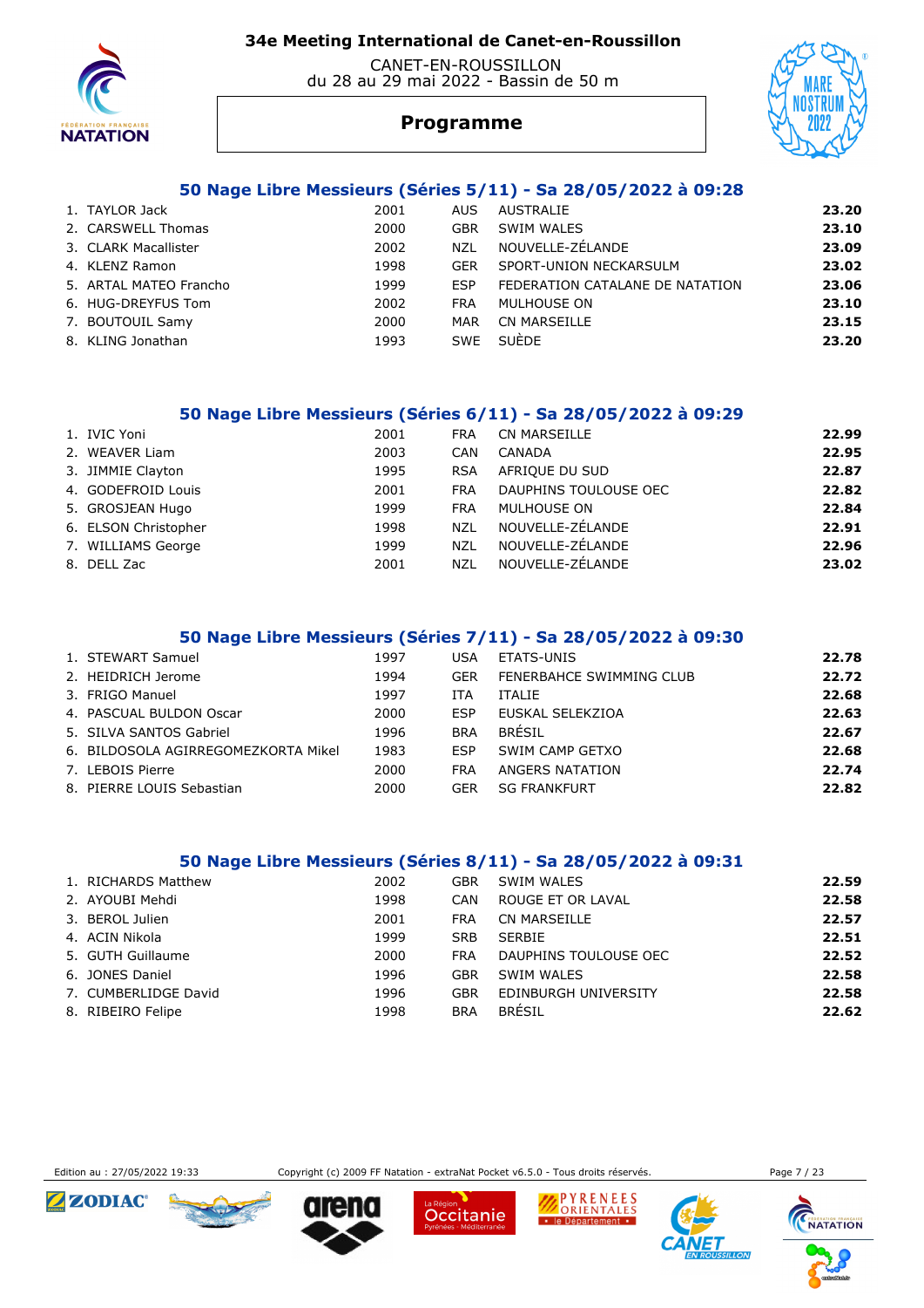# 34e Meeting International de Canet-en-Roussillon

CANET-EN-ROUSSILLON
du 28 au 29 mai 2022 - Bassin de 50 m

## Programme

### 50 Nage Libre Messieurs (Séries 5/11) - Sa 28/05/2022 à 09:28

| | | | | | |
|---|---|---|---|---|---|
| 1. | TAYLOR Jack | 2001 | AUS | AUSTRALIE | **23.20** |
| 2. | CARSWELL Thomas | 2000 | GBR | SWIM WALES | **23.10** |
| 3. | CLARK Macallister | 2002 | NZL | NOUVELLE-ZÉLANDE | **23.09** |
| 4. | KLENZ Ramon | 1998 | GER | SPORT-UNION NECKARSULM | **23.02** |
| 5. | ARTAL MATEO Francho | 1999 | ESP | FEDERATION CATALANE DE NATATION | **23.06** |
| 6. | HUG-DREYFUS Tom | 2002 | FRA | MULHOUSE ON | **23.10** |
| 7. | BOUTOUIL Samy | 2000 | MAR | CN MARSEILLE | **23.15** |
| 8. | KLING Jonathan | 1993 | SWE | SUÈDE | **23.20** |

### 50 Nage Libre Messieurs (Séries 6/11) - Sa 28/05/2022 à 09:29

| | | | | | |
|---|---|---|---|---|---|
| 1. | IVIC Yoni | 2001 | FRA | CN MARSEILLE | **22.99** |
| 2. | WEAVER Liam | 2003 | CAN | CANADA | **22.95** |
| 3. | JIMMIE Clayton | 1995 | RSA | AFRIQUE DU SUD | **22.87** |
| 4. | GODEFROID Louis | 2001 | FRA | DAUPHINS TOULOUSE OEC | **22.82** |
| 5. | GROSJEAN Hugo | 1999 | FRA | MULHOUSE ON | **22.84** |
| 6. | ELSON Christopher | 1998 | NZL | NOUVELLE-ZÉLANDE | **22.91** |
| 7. | WILLIAMS George | 1999 | NZL | NOUVELLE-ZÉLANDE | **22.96** |
| 8. | DELL Zac | 2001 | NZL | NOUVELLE-ZÉLANDE | **23.02** |

### 50 Nage Libre Messieurs (Séries 7/11) - Sa 28/05/2022 à 09:30

| | | | | | |
|---|---|---|---|---|---|
| 1. | STEWART Samuel | 1997 | USA | ETATS-UNIS | **22.78** |
| 2. | HEIDRICH Jerome | 1994 | GER | FENERBAHCE SWIMMING CLUB | **22.72** |
| 3. | FRIGO Manuel | 1997 | ITA | ITALIE | **22.68** |
| 4. | PASCUAL BULDON Oscar | 2000 | ESP | EUSKAL SELEKZIOA | **22.63** |
| 5. | SILVA SANTOS Gabriel | 1996 | BRA | BRÉSIL | **22.67** |
| 6. | BILDOSOLA AGIRREGOMEZKORTA Mikel | 1983 | ESP | SWIM CAMP GETXO | **22.68** |
| 7. | LEBOIS Pierre | 2000 | FRA | ANGERS NATATION | **22.74** |
| 8. | PIERRE LOUIS Sebastian | 2000 | GER | SG FRANKFURT | **22.82** |

### 50 Nage Libre Messieurs (Séries 8/11) - Sa 28/05/2022 à 09:31

| | | | | | |
|---|---|---|---|---|---|
| 1. | RICHARDS Matthew | 2002 | GBR | SWIM WALES | **22.59** |
| 2. | AYOUBI Mehdi | 1998 | CAN | ROUGE ET OR LAVAL | **22.58** |
| 3. | BEROL Julien | 2001 | FRA | CN MARSEILLE | **22.57** |
| 4. | ACIN Nikola | 1999 | SRB | SERBIE | **22.51** |
| 5. | GUTH Guillaume | 2000 | FRA | DAUPHINS TOULOUSE OEC | **22.52** |
| 6. | JONES Daniel | 1996 | GBR | SWIM WALES | **22.58** |
| 7. | CUMBERLIDGE David | 1996 | GBR | EDINBURGH UNIVERSITY | **22.58** |
| 8. | RIBEIRO Felipe | 1998 | BRA | BRÉSIL | **22.62** |

Edition au : 27/05/2022 19:33 — Copyright (c) 2009 FF Natation - extraNat Pocket v6.5.0 - Tous droits réservés.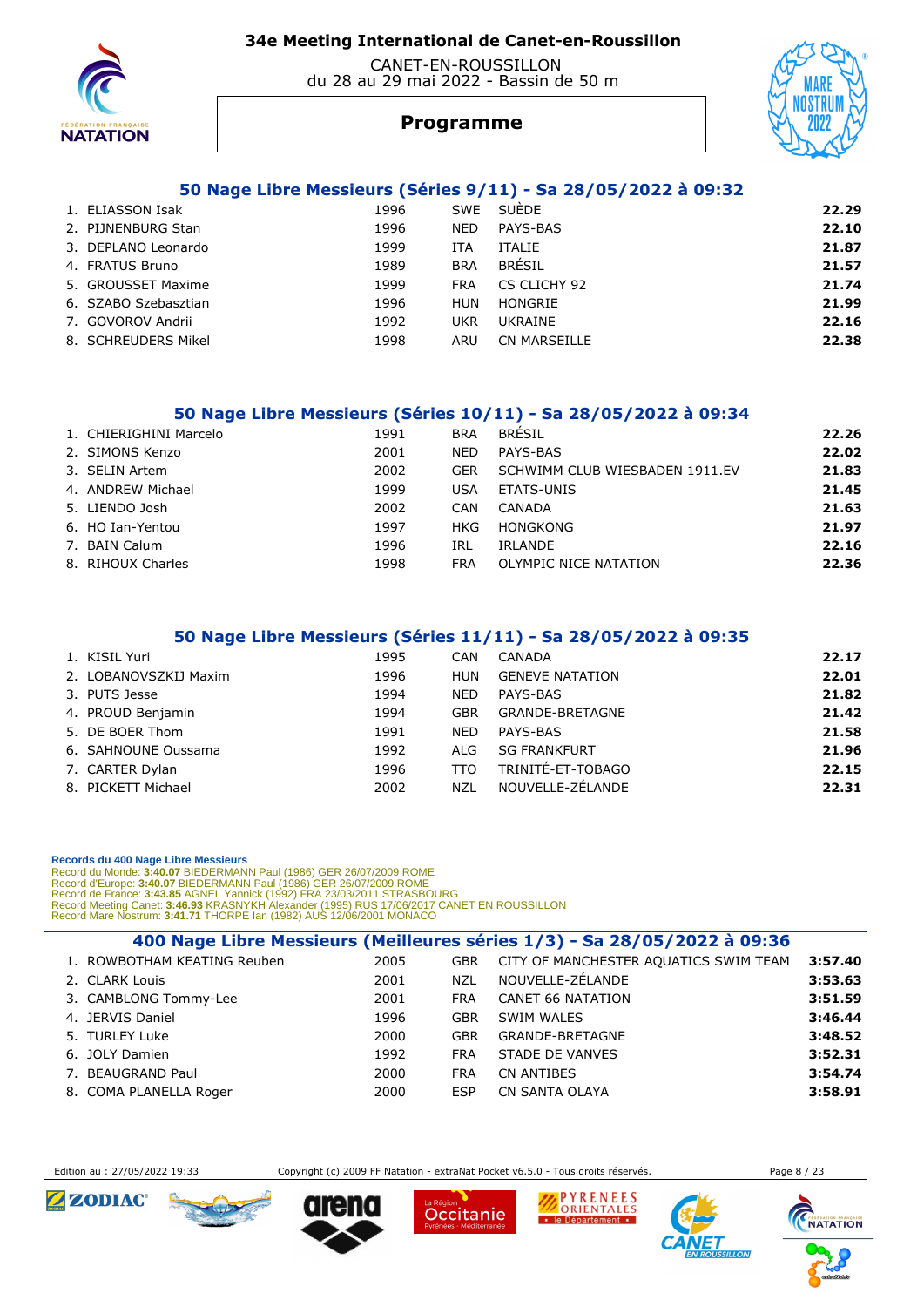# 34e Meeting International de Canet-en-Roussillon

CANET-EN-ROUSSILLON
du 28 au 29 mai 2022 - Bassin de 50 m

## Programme

### 50 Nage Libre Messieurs (Séries 9/11) - Sa 28/05/2022 à 09:32

| | Nom | Année | Nat. | Club | Temps |
|---|---|---|---|---|---|
| 1. | ELIASSON Isak | 1996 | SWE | SUÈDE | **22.29** |
| 2. | PIJNENBURG Stan | 1996 | NED | PAYS-BAS | **22.10** |
| 3. | DEPLANO Leonardo | 1999 | ITA | ITALIE | **21.87** |
| 4. | FRATUS Bruno | 1989 | BRA | BRÉSIL | **21.57** |
| 5. | GROUSSET Maxime | 1999 | FRA | CS CLICHY 92 | **21.74** |
| 6. | SZABO Szebasztian | 1996 | HUN | HONGRIE | **21.99** |
| 7. | GOVOROV Andrii | 1992 | UKR | UKRAINE | **22.16** |
| 8. | SCHREUDERS Mikel | 1998 | ARU | CN MARSEILLE | **22.38** |

### 50 Nage Libre Messieurs (Séries 10/11) - Sa 28/05/2022 à 09:34

| | Nom | Année | Nat. | Club | Temps |
|---|---|---|---|---|---|
| 1. | CHIERIGHINI Marcelo | 1991 | BRA | BRÉSIL | **22.26** |
| 2. | SIMONS Kenzo | 2001 | NED | PAYS-BAS | **22.02** |
| 3. | SELIN Artem | 2002 | GER | SCHWIMM CLUB WIESBADEN 1911.EV | **21.83** |
| 4. | ANDREW Michael | 1999 | USA | ETATS-UNIS | **21.45** |
| 5. | LIENDO Josh | 2002 | CAN | CANADA | **21.63** |
| 6. | HO Ian-Yentou | 1997 | HKG | HONGKONG | **21.97** |
| 7. | BAIN Calum | 1996 | IRL | IRLANDE | **22.16** |
| 8. | RIHOUX Charles | 1998 | FRA | OLYMPIC NICE NATATION | **22.36** |

### 50 Nage Libre Messieurs (Séries 11/11) - Sa 28/05/2022 à 09:35

| | Nom | Année | Nat. | Club | Temps |
|---|---|---|---|---|---|
| 1. | KISIL Yuri | 1995 | CAN | CANADA | **22.17** |
| 2. | LOBANOVSZKIJ Maxim | 1996 | HUN | GENEVE NATATION | **22.01** |
| 3. | PUTS Jesse | 1994 | NED | PAYS-BAS | **21.82** |
| 4. | PROUD Benjamin | 1994 | GBR | GRANDE-BRETAGNE | **21.42** |
| 5. | DE BOER Thom | 1991 | NED | PAYS-BAS | **21.58** |
| 6. | SAHNOUNE Oussama | 1992 | ALG | SG FRANKFURT | **21.96** |
| 7. | CARTER Dylan | 1996 | TTO | TRINITÉ-ET-TOBAGO | **22.15** |
| 8. | PICKETT Michael | 2002 | NZL | NOUVELLE-ZÉLANDE | **22.31** |

**Records du 400 Nage Libre Messieurs**
Record du Monde: **3:40.07** BIEDERMANN Paul (1986) GER 26/07/2009 ROME
Record d'Europe: **3:40.07** BIEDERMANN Paul (1986) GER 26/07/2009 ROME
Record de France: **3:43.85** AGNEL Yannick (1992) FRA 23/03/2011 STRASBOURG
Record Meeting Canet: **3:46.93** KRASNYKH Alexander (1995) RUS 17/06/2017 CANET EN ROUSSILLON
Record Mare Nostrum: **3:41.71** THORPE Ian (1982) AUS 12/06/2001 MONACO

### 400 Nage Libre Messieurs (Meilleures séries 1/3) - Sa 28/05/2022 à 09:36

| | Nom | Année | Nat. | Club | Temps |
|---|---|---|---|---|---|
| 1. | ROWBOTHAM KEATING Reuben | 2005 | GBR | CITY OF MANCHESTER AQUATICS SWIM TEAM | **3:57.40** |
| 2. | CLARK Louis | 2001 | NZL | NOUVELLE-ZÉLANDE | **3:53.63** |
| 3. | CAMBLONG Tommy-Lee | 2001 | FRA | CANET 66 NATATION | **3:51.59** |
| 4. | JERVIS Daniel | 1996 | GBR | SWIM WALES | **3:46.44** |
| 5. | TURLEY Luke | 2000 | GBR | GRANDE-BRETAGNE | **3:48.52** |
| 6. | JOLY Damien | 1992 | FRA | STADE DE VANVES | **3:52.31** |
| 7. | BEAUGRAND Paul | 2000 | FRA | CN ANTIBES | **3:54.74** |
| 8. | COMA PLANELLA Roger | 2000 | ESP | CN SANTA OLAYA | **3:58.91** |

Edition au : 27/05/2022 19:33 — Copyright (c) 2009 FF Natation - extraNat Pocket v6.5.0 - Tous droits réservés.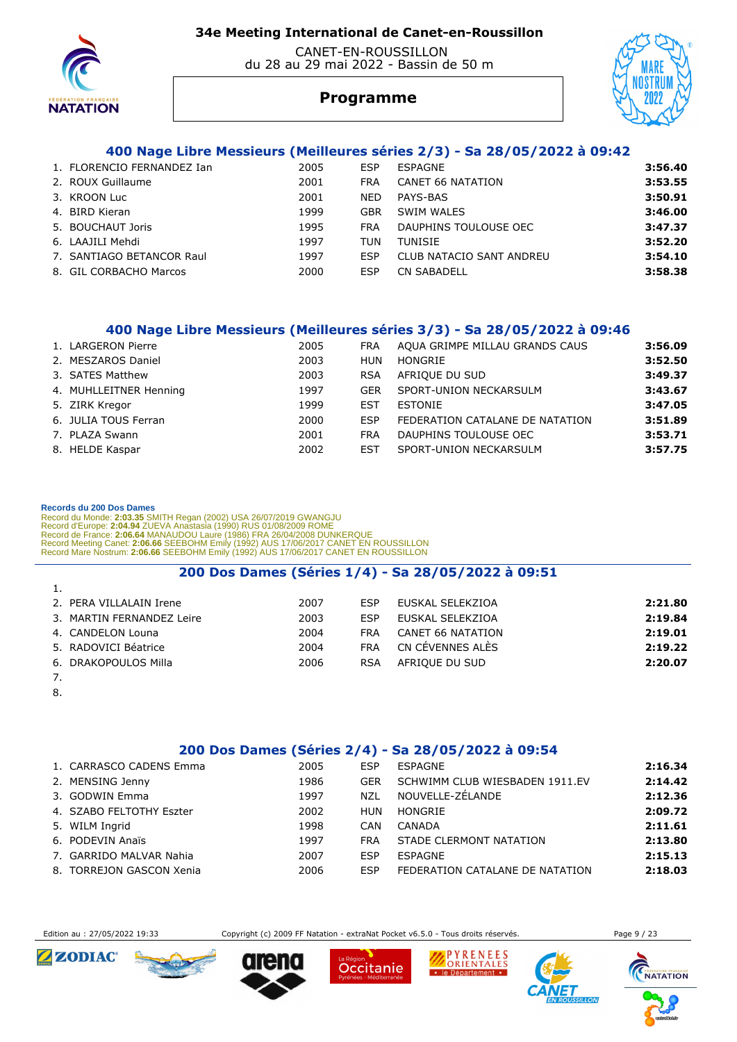# 34e Meeting International de Canet-en-Roussillon

CANET-EN-ROUSSILLON
du 28 au 29 mai 2022 - Bassin de 50 m

## Programme

### 400 Nage Libre Messieurs (Meilleures séries 2/3) - Sa 28/05/2022 à 09:42

| | | | | | |
|---|---|---|---|---|---|
| 1. | FLORENCIO FERNANDEZ Ian | 2005 | ESP | ESPAGNE | **3:56.40** |
| 2. | ROUX Guillaume | 2001 | FRA | CANET 66 NATATION | **3:53.55** |
| 3. | KROON Luc | 2001 | NED | PAYS-BAS | **3:50.91** |
| 4. | BIRD Kieran | 1999 | GBR | SWIM WALES | **3:46.00** |
| 5. | BOUCHAUT Joris | 1995 | FRA | DAUPHINS TOULOUSE OEC | **3:47.37** |
| 6. | LAAJILI Mehdi | 1997 | TUN | TUNISIE | **3:52.20** |
| 7. | SANTIAGO BETANCOR Raul | 1997 | ESP | CLUB NATACIO SANT ANDREU | **3:54.10** |
| 8. | GIL CORBACHO Marcos | 2000 | ESP | CN SABADELL | **3:58.38** |

### 400 Nage Libre Messieurs (Meilleures séries 3/3) - Sa 28/05/2022 à 09:46

| | | | | | |
|---|---|---|---|---|---|
| 1. | LARGERON Pierre | 2005 | FRA | AQUA GRIMPE MILLAU GRANDS CAUS | **3:56.09** |
| 2. | MESZAROS Daniel | 2003 | HUN | HONGRIE | **3:52.50** |
| 3. | SATES Matthew | 2003 | RSA | AFRIQUE DU SUD | **3:49.37** |
| 4. | MUHLLEITNER Henning | 1997 | GER | SPORT-UNION NECKARSULM | **3:43.67** |
| 5. | ZIRK Kregor | 1999 | EST | ESTONIE | **3:47.05** |
| 6. | JULIA TOUS Ferran | 2000 | ESP | FEDERATION CATALANE DE NATATION | **3:51.89** |
| 7. | PLAZA Swann | 2001 | FRA | DAUPHINS TOULOUSE OEC | **3:53.71** |
| 8. | HELDE Kaspar | 2002 | EST | SPORT-UNION NECKARSULM | **3:57.75** |

**Records du 200 Dos Dames**
Record du Monde: **2:03.35** SMITH Regan (2002) USA 26/07/2019 GWANGJU
Record d'Europe: **2:04.94** ZUEVA Anastasia (1990) RUS 01/08/2009 ROME
Record de France: **2:06.64** MANAUDOU Laure (1986) FRA 26/04/2008 DUNKERQUE
Record Meeting Canet: **2:06.66** SEEBOHM Emily (1992) AUS 17/06/2017 CANET EN ROUSSILLON
Record Mare Nostrum: **2:06.66** SEEBOHM Emily (1992) AUS 17/06/2017 CANET EN ROUSSILLON

### 200 Dos Dames (Séries 1/4) - Sa 28/05/2022 à 09:51

| | | | | | |
|---|---|---|---|---|---|
| 1. | | | | | |
| 2. | PERA VILLALAIN Irene | 2007 | ESP | EUSKAL SELEKZIOA | **2:21.80** |
| 3. | MARTIN FERNANDEZ Leire | 2003 | ESP | EUSKAL SELEKZIOA | **2:19.84** |
| 4. | CANDELON Louna | 2004 | FRA | CANET 66 NATATION | **2:19.01** |
| 5. | RADOVICI Béatrice | 2004 | FRA | CN CÉVENNES ALÈS | **2:19.22** |
| 6. | DRAKOPOULOS Milla | 2006 | RSA | AFRIQUE DU SUD | **2:20.07** |
| 7. | | | | | |
| 8. | | | | | |

### 200 Dos Dames (Séries 2/4) - Sa 28/05/2022 à 09:54

| | | | | | |
|---|---|---|---|---|---|
| 1. | CARRASCO CADENS Emma | 2005 | ESP | ESPAGNE | **2:16.34** |
| 2. | MENSING Jenny | 1986 | GER | SCHWIMM CLUB WIESBADEN 1911.EV | **2:14.42** |
| 3. | GODWIN Emma | 1997 | NZL | NOUVELLE-ZÉLANDE | **2:12.36** |
| 4. | SZABO FELTOTHY Eszter | 2002 | HUN | HONGRIE | **2:09.72** |
| 5. | WILM Ingrid | 1998 | CAN | CANADA | **2:11.61** |
| 6. | PODEVIN Anaïs | 1997 | FRA | STADE CLERMONT NATATION | **2:13.80** |
| 7. | GARRIDO MALVAR Nahia | 2007 | ESP | ESPAGNE | **2:15.13** |
| 8. | TORREJON GASCON Xenia | 2006 | ESP | FEDERATION CATALANE DE NATATION | **2:18.03** |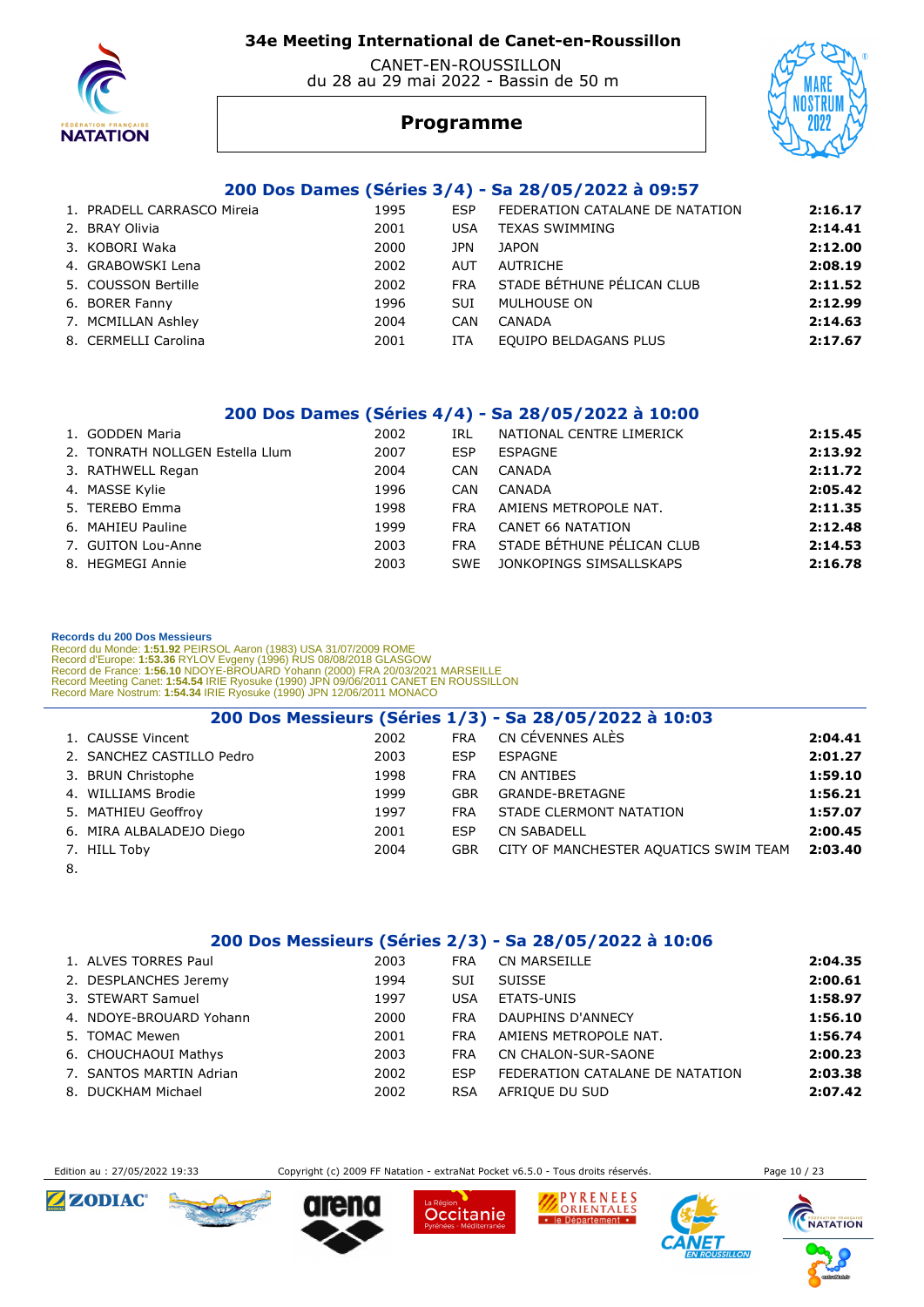# 34e Meeting International de Canet-en-Roussillon

CANET-EN-ROUSSILLON
du 28 au 29 mai 2022 - Bassin de 50 m

## Programme

### 200 Dos Dames (Séries 3/4) - Sa 28/05/2022 à 09:57

| | Nom | Année | Pays | Club | Temps |
|---|---|---|---|---|---|
| 1. | PRADELL CARRASCO Mireia | 1995 | ESP | FEDERATION CATALANE DE NATATION | **2:16.17** |
| 2. | BRAY Olivia | 2001 | USA | TEXAS SWIMMING | **2:14.41** |
| 3. | KOBORI Waka | 2000 | JPN | JAPON | **2:12.00** |
| 4. | GRABOWSKI Lena | 2002 | AUT | AUTRICHE | **2:08.19** |
| 5. | COUSSON Bertille | 2002 | FRA | STADE BÉTHUNE PÉLICAN CLUB | **2:11.52** |
| 6. | BORER Fanny | 1996 | SUI | MULHOUSE ON | **2:12.99** |
| 7. | MCMILLAN Ashley | 2004 | CAN | CANADA | **2:14.63** |
| 8. | CERMELLI Carolina | 2001 | ITA | EQUIPO BELDAGANS PLUS | **2:17.67** |

### 200 Dos Dames (Séries 4/4) - Sa 28/05/2022 à 10:00

| | Nom | Année | Pays | Club | Temps |
|---|---|---|---|---|---|
| 1. | GODDEN Maria | 2002 | IRL | NATIONAL CENTRE LIMERICK | **2:15.45** |
| 2. | TONRATH NOLLGEN Estella Llum | 2007 | ESP | ESPAGNE | **2:13.92** |
| 3. | RATHWELL Regan | 2004 | CAN | CANADA | **2:11.72** |
| 4. | MASSE Kylie | 1996 | CAN | CANADA | **2:05.42** |
| 5. | TEREBO Emma | 1998 | FRA | AMIENS METROPOLE NAT. | **2:11.35** |
| 6. | MAHIEU Pauline | 1999 | FRA | CANET 66 NATATION | **2:12.48** |
| 7. | GUITON Lou-Anne | 2003 | FRA | STADE BÉTHUNE PÉLICAN CLUB | **2:14.53** |
| 8. | HEGMEGI Annie | 2003 | SWE | JONKOPINGS SIMSALLSKAPS | **2:16.78** |

**Records du 200 Dos Messieurs**
Record du Monde: **1:51.92** PEIRSOL Aaron (1983) USA 31/07/2009 ROME
Record d'Europe: **1:53.36** RYLOV Evgeny (1996) RUS 08/08/2018 GLASGOW
Record de France: **1:56.10** NDOYE-BROUARD Yohann (2000) FRA 20/03/2021 MARSEILLE
Record Meeting Canet: **1:54.54** IRIE Ryosuke (1990) JPN 09/06/2011 CANET EN ROUSSILLON
Record Mare Nostrum: **1:54.34** IRIE Ryosuke (1990) JPN 12/06/2011 MONACO

### 200 Dos Messieurs (Séries 1/3) - Sa 28/05/2022 à 10:03

| | Nom | Année | Pays | Club | Temps |
|---|---|---|---|---|---|
| 1. | CAUSSE Vincent | 2002 | FRA | CN CÉVENNES ALÈS | **2:04.41** |
| 2. | SANCHEZ CASTILLO Pedro | 2003 | ESP | ESPAGNE | **2:01.27** |
| 3. | BRUN Christophe | 1998 | FRA | CN ANTIBES | **1:59.10** |
| 4. | WILLIAMS Brodie | 1999 | GBR | GRANDE-BRETAGNE | **1:56.21** |
| 5. | MATHIEU Geoffroy | 1997 | FRA | STADE CLERMONT NATATION | **1:57.07** |
| 6. | MIRA ALBALADEJO Diego | 2001 | ESP | CN SABADELL | **2:00.45** |
| 7. | HILL Toby | 2004 | GBR | CITY OF MANCHESTER AQUATICS SWIM TEAM | **2:03.40** |
| 8. | | | | | |

### 200 Dos Messieurs (Séries 2/3) - Sa 28/05/2022 à 10:06

| | Nom | Année | Pays | Club | Temps |
|---|---|---|---|---|---|
| 1. | ALVES TORRES Paul | 2003 | FRA | CN MARSEILLE | **2:04.35** |
| 2. | DESPLANCHES Jeremy | 1994 | SUI | SUISSE | **2:00.61** |
| 3. | STEWART Samuel | 1997 | USA | ETATS-UNIS | **1:58.97** |
| 4. | NDOYE-BROUARD Yohann | 2000 | FRA | DAUPHINS D'ANNECY | **1:56.10** |
| 5. | TOMAC Mewen | 2001 | FRA | AMIENS METROPOLE NAT. | **1:56.74** |
| 6. | CHOUCHAOUI Mathys | 2003 | FRA | CN CHALON-SUR-SAONE | **2:00.23** |
| 7. | SANTOS MARTIN Adrian | 2002 | ESP | FEDERATION CATALANE DE NATATION | **2:03.38** |
| 8. | DUCKHAM Michael | 2002 | RSA | AFRIQUE DU SUD | **2:07.42** |

Edition au : 27/05/2022 19:33 — Copyright (c) 2009 FF Natation - extraNat Pocket v6.5.0 - Tous droits réservés.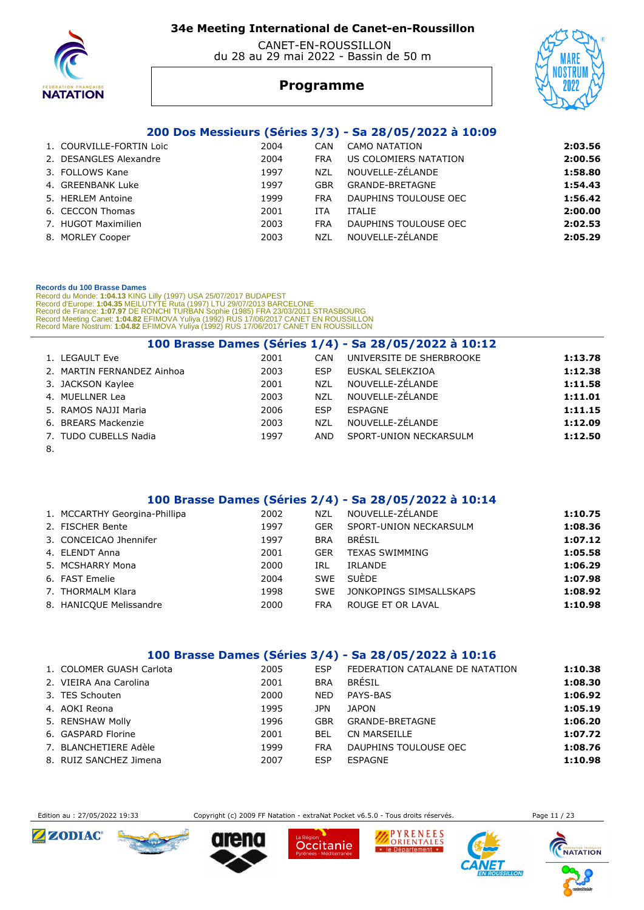# 34e Meeting International de Canet-en-Roussillon

CANET-EN-ROUSSILLON
du 28 au 29 mai 2022 - Bassin de 50 m

## Programme

### 200 Dos Messieurs (Séries 3/3) - Sa 28/05/2022 à 10:09

| | Nom | Année | Nat | Club | Temps |
|---|---|---|---|---|---|
| 1. | COURVILLE-FORTIN Loic | 2004 | CAN | CAMO NATATION | **2:03.56** |
| 2. | DESANGLES Alexandre | 2004 | FRA | US COLOMIERS NATATION | **2:00.56** |
| 3. | FOLLOWS Kane | 1997 | NZL | NOUVELLE-ZÉLANDE | **1:58.80** |
| 4. | GREENBANK Luke | 1997 | GBR | GRANDE-BRETAGNE | **1:54.43** |
| 5. | HERLEM Antoine | 1999 | FRA | DAUPHINS TOULOUSE OEC | **1:56.42** |
| 6. | CECCON Thomas | 2001 | ITA | ITALIE | **2:00.00** |
| 7. | HUGOT Maximilien | 2003 | FRA | DAUPHINS TOULOUSE OEC | **2:02.53** |
| 8. | MORLEY Cooper | 2003 | NZL | NOUVELLE-ZÉLANDE | **2:05.29** |

**Records du 100 Brasse Dames**
Record du Monde: **1:04.13** KING Lilly (1997) USA 25/07/2017 BUDAPEST
Record d'Europe: **1:04.35** MEILUTYTE Ruta (1997) LTU 29/07/2013 BARCELONE
Record de France: **1:07.97** DE RONCHI TURBAN Sophie (1985) FRA 23/03/2011 STRASBOURG
Record Meeting Canet: **1:04.82** EFIMOVA Yuliya (1992) RUS 17/06/2017 CANET EN ROUSSILLON
Record Mare Nostrum: **1:04.82** EFIMOVA Yuliya (1992) RUS 17/06/2017 CANET EN ROUSSILLON

### 100 Brasse Dames (Séries 1/4) - Sa 28/05/2022 à 10:12

| | Nom | Année | Nat | Club | Temps |
|---|---|---|---|---|---|
| 1. | LEGAULT Eve | 2001 | CAN | UNIVERSITE DE SHERBROOKE | **1:13.78** |
| 2. | MARTIN FERNANDEZ Ainhoa | 2003 | ESP | EUSKAL SELEKZIOA | **1:12.38** |
| 3. | JACKSON Kaylee | 2001 | NZL | NOUVELLE-ZÉLANDE | **1:11.58** |
| 4. | MUELLNER Lea | 2003 | NZL | NOUVELLE-ZÉLANDE | **1:11.01** |
| 5. | RAMOS NAJJI Maria | 2006 | ESP | ESPAGNE | **1:11.15** |
| 6. | BREARS Mackenzie | 2003 | NZL | NOUVELLE-ZÉLANDE | **1:12.09** |
| 7. | TUDO CUBELLS Nadia | 1997 | AND | SPORT-UNION NECKARSULM | **1:12.50** |
| 8. | | | | | |

### 100 Brasse Dames (Séries 2/4) - Sa 28/05/2022 à 10:14

| | Nom | Année | Nat | Club | Temps |
|---|---|---|---|---|---|
| 1. | MCCARTHY Georgina-Phillipa | 2002 | NZL | NOUVELLE-ZÉLANDE | **1:10.75** |
| 2. | FISCHER Bente | 1997 | GER | SPORT-UNION NECKARSULM | **1:08.36** |
| 3. | CONCEICAO Jhennifer | 1997 | BRA | BRÉSIL | **1:07.12** |
| 4. | ELENDT Anna | 2001 | GER | TEXAS SWIMMING | **1:05.58** |
| 5. | MCSHARRY Mona | 2000 | IRL | IRLANDE | **1:06.29** |
| 6. | FAST Emelie | 2004 | SWE | SUÈDE | **1:07.98** |
| 7. | THORMALM Klara | 1998 | SWE | JONKOPINGS SIMSALLSKAPS | **1:08.92** |
| 8. | HANICQUE Melissandre | 2000 | FRA | ROUGE ET OR LAVAL | **1:10.98** |

### 100 Brasse Dames (Séries 3/4) - Sa 28/05/2022 à 10:16

| | Nom | Année | Nat | Club | Temps |
|---|---|---|---|---|---|
| 1. | COLOMER GUASH Carlota | 2005 | ESP | FEDERATION CATALANE DE NATATION | **1:10.38** |
| 2. | VIEIRA Ana Carolina | 2001 | BRA | BRÉSIL | **1:08.30** |
| 3. | TES Schouten | 2000 | NED | PAYS-BAS | **1:06.92** |
| 4. | AOKI Reona | 1995 | JPN | JAPON | **1:05.19** |
| 5. | RENSHAW Molly | 1996 | GBR | GRANDE-BRETAGNE | **1:06.20** |
| 6. | GASPARD Florine | 2001 | BEL | CN MARSEILLE | **1:07.72** |
| 7. | BLANCHETIERE Adèle | 1999 | FRA | DAUPHINS TOULOUSE OEC | **1:08.76** |
| 8. | RUIZ SANCHEZ Jimena | 2007 | ESP | ESPAGNE | **1:10.98** |

Edition au : 27/05/2022 19:33 — Copyright (c) 2009 FF Natation - extraNat Pocket v6.5.0 - Tous droits réservés.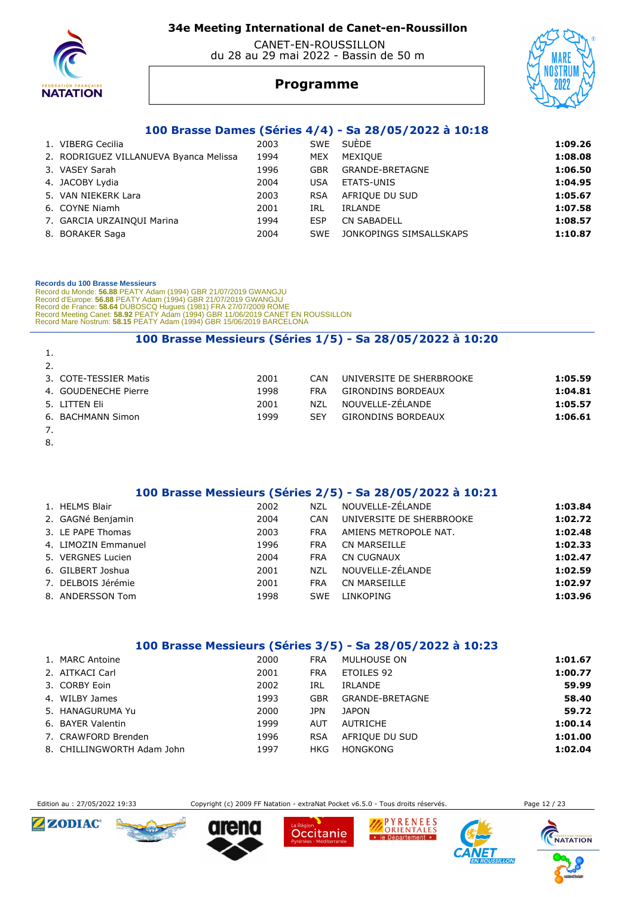# 34e Meeting International de Canet-en-Roussillon

CANET-EN-ROUSSILLON
du 28 au 29 mai 2022 - Bassin de 50 m

## Programme

### 100 Brasse Dames (Séries 4/4) - Sa 28/05/2022 à 10:18

| | Nom | Année | Pays | Club | Temps |
|---|---|---|---|---|---|
| 1. | VIBERG Cecilia | 2003 | SWE | SUÈDE | **1:09.26** |
| 2. | RODRIGUEZ VILLANUEVA Byanca Melissa | 1994 | MEX | MEXIQUE | **1:08.08** |
| 3. | VASEY Sarah | 1996 | GBR | GRANDE-BRETAGNE | **1:06.50** |
| 4. | JACOBY Lydia | 2004 | USA | ETATS-UNIS | **1:04.95** |
| 5. | VAN NIEKERK Lara | 2003 | RSA | AFRIQUE DU SUD | **1:05.67** |
| 6. | COYNE Niamh | 2001 | IRL | IRLANDE | **1:07.58** |
| 7. | GARCIA URZAINQUI Marina | 1994 | ESP | CN SABADELL | **1:08.57** |
| 8. | BORAKER Saga | 2004 | SWE | JONKOPINGS SIMSALLSKAPS | **1:10.87** |

**Records du 100 Brasse Messieurs**
Record du Monde: **56.88** PEATY Adam (1994) GBR 21/07/2019 GWANGJU
Record d'Europe: **56.88** PEATY Adam (1994) GBR 21/07/2019 GWANGJU
Record de France: **58.64** DUBOSCQ Hugues (1981) FRA 27/07/2009 ROME
Record Meeting Canet: **58.92** PEATY Adam (1994) GBR 11/06/2019 CANET EN ROUSSILLON
Record Mare Nostrum: **58.15** PEATY Adam (1994) GBR 15/06/2019 BARCELONA

### 100 Brasse Messieurs (Séries 1/5) - Sa 28/05/2022 à 10:20

| | Nom | Année | Pays | Club | Temps |
|---|---|---|---|---|---|
| 1. | | | | | |
| 2. | | | | | |
| 3. | COTE-TESSIER Matis | 2001 | CAN | UNIVERSITE DE SHERBROOKE | **1:05.59** |
| 4. | GOUDENECHE Pierre | 1998 | FRA | GIRONDINS BORDEAUX | **1:04.81** |
| 5. | LITTEN Eli | 2001 | NZL | NOUVELLE-ZÉLANDE | **1:05.57** |
| 6. | BACHMANN Simon | 1999 | SEY | GIRONDINS BORDEAUX | **1:06.61** |
| 7. | | | | | |
| 8. | | | | | |

### 100 Brasse Messieurs (Séries 2/5) - Sa 28/05/2022 à 10:21

| | Nom | Année | Pays | Club | Temps |
|---|---|---|---|---|---|
| 1. | HELMS Blair | 2002 | NZL | NOUVELLE-ZÉLANDE | **1:03.84** |
| 2. | GAGNé Benjamin | 2004 | CAN | UNIVERSITE DE SHERBROOKE | **1:02.72** |
| 3. | LE PAPE Thomas | 2003 | FRA | AMIENS METROPOLE NAT. | **1:02.48** |
| 4. | LIMOZIN Emmanuel | 1996 | FRA | CN MARSEILLE | **1:02.33** |
| 5. | VERGNES Lucien | 2004 | FRA | CN CUGNAUX | **1:02.47** |
| 6. | GILBERT Joshua | 2001 | NZL | NOUVELLE-ZÉLANDE | **1:02.59** |
| 7. | DELBOIS Jérémie | 2001 | FRA | CN MARSEILLE | **1:02.97** |
| 8. | ANDERSSON Tom | 1998 | SWE | LINKOPING | **1:03.96** |

### 100 Brasse Messieurs (Séries 3/5) - Sa 28/05/2022 à 10:23

| | Nom | Année | Pays | Club | Temps |
|---|---|---|---|---|---|
| 1. | MARC Antoine | 2000 | FRA | MULHOUSE ON | **1:01.67** |
| 2. | AITKACI Carl | 2001 | FRA | ETOILES 92 | **1:00.77** |
| 3. | CORBY Eoin | 2002 | IRL | IRLANDE | **59.99** |
| 4. | WILBY James | 1993 | GBR | GRANDE-BRETAGNE | **58.40** |
| 5. | HANAGURUMA Yu | 2000 | JPN | JAPON | **59.72** |
| 6. | BAYER Valentin | 1999 | AUT | AUTRICHE | **1:00.14** |
| 7. | CRAWFORD Brenden | 1996 | RSA | AFRIQUE DU SUD | **1:01.00** |
| 8. | CHILLINGWORTH Adam John | 1997 | HKG | HONGKONG | **1:02.04** |

Edition au : 27/05/2022 19:33 — Copyright (c) 2009 FF Natation - extraNat Pocket v6.5.0 - Tous droits réservés.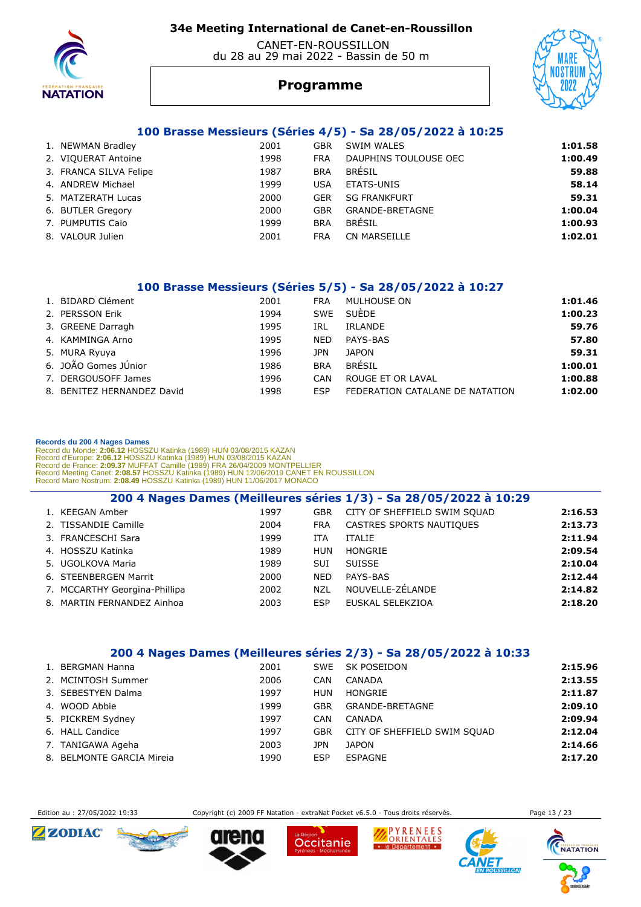# 34e Meeting International de Canet-en-Roussillon

CANET-EN-ROUSSILLON
du 28 au 29 mai 2022 - Bassin de 50 m

## Programme

### 100 Brasse Messieurs (Séries 4/5) - Sa 28/05/2022 à 10:25

| | | | | | |
|---|---|---|---|---|---|
| 1. | NEWMAN Bradley | 2001 | GBR | SWIM WALES | **1:01.58** |
| 2. | VIQUERAT Antoine | 1998 | FRA | DAUPHINS TOULOUSE OEC | **1:00.49** |
| 3. | FRANCA SILVA Felipe | 1987 | BRA | BRÉSIL | **59.88** |
| 4. | ANDREW Michael | 1999 | USA | ETATS-UNIS | **58.14** |
| 5. | MATZERATH Lucas | 2000 | GER | SG FRANKFURT | **59.31** |
| 6. | BUTLER Gregory | 2000 | GBR | GRANDE-BRETAGNE | **1:00.04** |
| 7. | PUMPUTIS Caio | 1999 | BRA | BRÉSIL | **1:00.93** |
| 8. | VALOUR Julien | 2001 | FRA | CN MARSEILLE | **1:02.01** |

### 100 Brasse Messieurs (Séries 5/5) - Sa 28/05/2022 à 10:27

| | | | | | |
|---|---|---|---|---|---|
| 1. | BIDARD Clément | 2001 | FRA | MULHOUSE ON | **1:01.46** |
| 2. | PERSSON Erik | 1994 | SWE | SUÈDE | **1:00.23** |
| 3. | GREENE Darragh | 1995 | IRL | IRLANDE | **59.76** |
| 4. | KAMMINGA Arno | 1995 | NED | PAYS-BAS | **57.80** |
| 5. | MURA Ryuya | 1996 | JPN | JAPON | **59.31** |
| 6. | JOÃO Gomes JÚnior | 1986 | BRA | BRÉSIL | **1:00.01** |
| 7. | DERGOUSOFF James | 1996 | CAN | ROUGE ET OR LAVAL | **1:00.88** |
| 8. | BENITEZ HERNANDEZ David | 1998 | ESP | FEDERATION CATALANE DE NATATION | **1:02.00** |

**Records du 200 4 Nages Dames**
Record du Monde: **2:06.12** HOSSZU Katinka (1989) HUN 03/08/2015 KAZAN
Record d'Europe: **2:06.12** HOSSZU Katinka (1989) HUN 03/08/2015 KAZAN
Record de France: **2:09.37** MUFFAT Camille (1989) FRA 26/04/2009 MONTPELLIER
Record Meeting Canet: **2:08.57** HOSSZU Katinka (1989) HUN 12/06/2019 CANET EN ROUSSILLON
Record Mare Nostrum: **2:08.49** HOSSZU Katinka (1989) HUN 11/06/2017 MONACO

### 200 4 Nages Dames (Meilleures séries 1/3) - Sa 28/05/2022 à 10:29

| | | | | | |
|---|---|---|---|---|---|
| 1. | KEEGAN Amber | 1997 | GBR | CITY OF SHEFFIELD SWIM SQUAD | **2:16.53** |
| 2. | TISSANDIE Camille | 2004 | FRA | CASTRES SPORTS NAUTIQUES | **2:13.73** |
| 3. | FRANCESCHI Sara | 1999 | ITA | ITALIE | **2:11.94** |
| 4. | HOSSZU Katinka | 1989 | HUN | HONGRIE | **2:09.54** |
| 5. | UGOLKOVA Maria | 1989 | SUI | SUISSE | **2:10.04** |
| 6. | STEENBERGEN Marrit | 2000 | NED | PAYS-BAS | **2:12.44** |
| 7. | MCCARTHY Georgina-Phillipa | 2002 | NZL | NOUVELLE-ZÉLANDE | **2:14.82** |
| 8. | MARTIN FERNANDEZ Ainhoa | 2003 | ESP | EUSKAL SELEKZIOA | **2:18.20** |

### 200 4 Nages Dames (Meilleures séries 2/3) - Sa 28/05/2022 à 10:33

| | | | | | |
|---|---|---|---|---|---|
| 1. | BERGMAN Hanna | 2001 | SWE | SK POSEIDON | **2:15.96** |
| 2. | MCINTOSH Summer | 2006 | CAN | CANADA | **2:13.55** |
| 3. | SEBESTYEN Dalma | 1997 | HUN | HONGRIE | **2:11.87** |
| 4. | WOOD Abbie | 1999 | GBR | GRANDE-BRETAGNE | **2:09.10** |
| 5. | PICKREM Sydney | 1997 | CAN | CANADA | **2:09.94** |
| 6. | HALL Candice | 1997 | GBR | CITY OF SHEFFIELD SWIM SQUAD | **2:12.04** |
| 7. | TANIGAWA Ageha | 2003 | JPN | JAPON | **2:14.66** |
| 8. | BELMONTE GARCIA Mireia | 1990 | ESP | ESPAGNE | **2:17.20** |

Edition au : 27/05/2022 19:33 — Copyright (c) 2009 FF Natation - extraNat Pocket v6.5.0 - Tous droits réservés.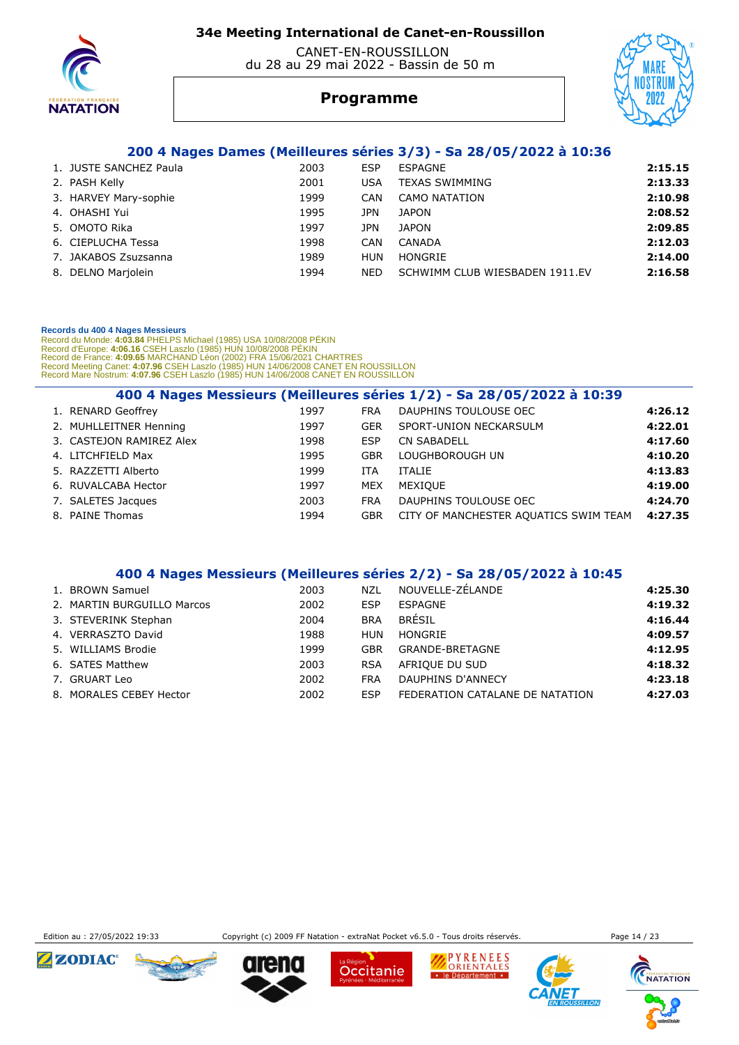## 200 4 Nages Dames (Meilleures séries 3/3) - Sa 28/05/2022 à 10:36

| | | | | | |
|---|---|---|---|---|---|
| 1. | JUSTE SANCHEZ Paula | 2003 | ESP | ESPAGNE | **2:15.15** |
| 2. | PASH Kelly | 2001 | USA | TEXAS SWIMMING | **2:13.33** |
| 3. | HARVEY Mary-sophie | 1999 | CAN | CAMO NATATION | **2:10.98** |
| 4. | OHASHI Yui | 1995 | JPN | JAPON | **2:08.52** |
| 5. | OMOTO Rika | 1997 | JPN | JAPON | **2:09.85** |
| 6. | CIEPLUCHA Tessa | 1998 | CAN | CANADA | **2:12.03** |
| 7. | JAKABOS Zsuzsanna | 1989 | HUN | HONGRIE | **2:14.00** |
| 8. | DELNO Marjolein | 1994 | NED | SCHWIMM CLUB WIESBADEN 1911.EV | **2:16.58** |

**Records du 400 4 Nages Messieurs**
Record du Monde: **4:03.84** PHELPS Michael (1985) USA 10/08/2008 PÉKIN
Record d'Europe: **4:06.16** CSEH Laszlo (1985) HUN 10/08/2008 PÉKIN
Record de France: **4:09.65** MARCHAND Léon (2002) FRA 15/06/2021 CHARTRES
Record Meeting Canet: **4:07.96** CSEH Laszlo (1985) HUN 14/06/2008 CANET EN ROUSSILLON
Record Mare Nostrum: **4:07.96** CSEH Laszlo (1985) HUN 14/06/2008 CANET EN ROUSSILLON

## 400 4 Nages Messieurs (Meilleures séries 1/2) - Sa 28/05/2022 à 10:39

| | | | | | |
|---|---|---|---|---|---|
| 1. | RENARD Geoffrey | 1997 | FRA | DAUPHINS TOULOUSE OEC | **4:26.12** |
| 2. | MUHLLEITNER Henning | 1997 | GER | SPORT-UNION NECKARSULM | **4:22.01** |
| 3. | CASTEJON RAMIREZ Alex | 1998 | ESP | CN SABADELL | **4:17.60** |
| 4. | LITCHFIELD Max | 1995 | GBR | LOUGHBOROUGH UN | **4:10.20** |
| 5. | RAZZETTI Alberto | 1999 | ITA | ITALIE | **4:13.83** |
| 6. | RUVALCABA Hector | 1997 | MEX | MEXIQUE | **4:19.00** |
| 7. | SALETES Jacques | 2003 | FRA | DAUPHINS TOULOUSE OEC | **4:24.70** |
| 8. | PAINE Thomas | 1994 | GBR | CITY OF MANCHESTER AQUATICS SWIM TEAM | **4:27.35** |

## 400 4 Nages Messieurs (Meilleures séries 2/2) - Sa 28/05/2022 à 10:45

| | | | | | |
|---|---|---|---|---|---|
| 1. | BROWN Samuel | 2003 | NZL | NOUVELLE-ZÉLANDE | **4:25.30** |
| 2. | MARTIN BURGUILLO Marcos | 2002 | ESP | ESPAGNE | **4:19.32** |
| 3. | STEVERINK Stephan | 2004 | BRA | BRÉSIL | **4:16.44** |
| 4. | VERRASZTO David | 1988 | HUN | HONGRIE | **4:09.57** |
| 5. | WILLIAMS Brodie | 1999 | GBR | GRANDE-BRETAGNE | **4:12.95** |
| 6. | SATES Matthew | 2003 | RSA | AFRIQUE DU SUD | **4:18.32** |
| 7. | GRUART Leo | 2002 | FRA | DAUPHINS D'ANNECY | **4:23.18** |
| 8. | MORALES CEBEY Hector | 2002 | ESP | FEDERATION CATALANE DE NATATION | **4:27.03** |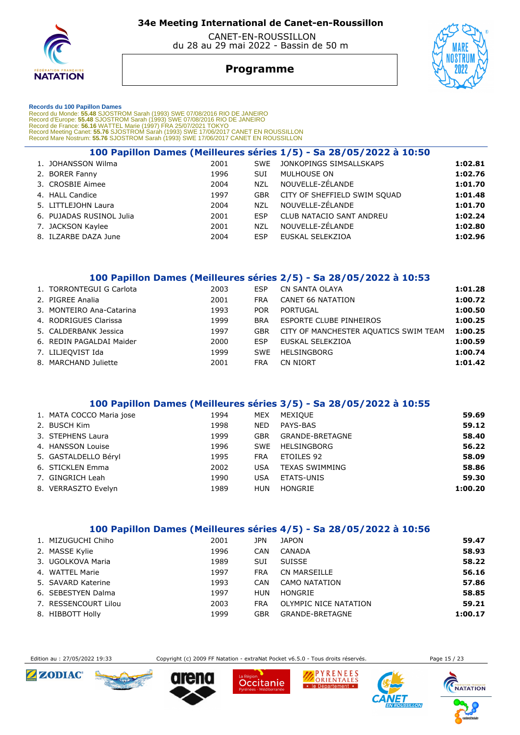# 34e Meeting International de Canet-en-Roussillon

CANET-EN-ROUSSILLON
du 28 au 29 mai 2022 - Bassin de 50 m

## Programme

**Records du 100 Papillon Dames**
Record du Monde: **55.48** SJOSTROM Sarah (1993) SWE 07/08/2016 RIO DE JANEIRO
Record d'Europe: **55.48** SJOSTROM Sarah (1993) SWE 07/08/2016 RIO DE JANEIRO
Record de France: **56.16** WATTEL Marie (1997) FRA 25/07/2021 TOKYO
Record Meeting Canet: **55.76** SJOSTROM Sarah (1993) SWE 17/06/2017 CANET EN ROUSSILLON
Record Mare Nostrum: **55.76** SJOSTROM Sarah (1993) SWE 17/06/2017 CANET EN ROUSSILLON

### 100 Papillon Dames (Meilleures séries 1/5) - Sa 28/05/2022 à 10:50

| | Nom | Année | Nat. | Club | Temps |
|---|---|---|---|---|---|
| 1. | JOHANSSON Wilma | 2001 | SWE | JONKOPINGS SIMSALLSKAPS | **1:02.81** |
| 2. | BORER Fanny | 1996 | SUI | MULHOUSE ON | **1:02.76** |
| 3. | CROSBIE Aimee | 2004 | NZL | NOUVELLE-ZÉLANDE | **1:01.70** |
| 4. | HALL Candice | 1997 | GBR | CITY OF SHEFFIELD SWIM SQUAD | **1:01.48** |
| 5. | LITTLEJOHN Laura | 2004 | NZL | NOUVELLE-ZÉLANDE | **1:01.70** |
| 6. | PUJADAS RUSINOL Julia | 2001 | ESP | CLUB NATACIO SANT ANDREU | **1:02.24** |
| 7. | JACKSON Kaylee | 2001 | NZL | NOUVELLE-ZÉLANDE | **1:02.80** |
| 8. | ILZARBE DAZA June | 2004 | ESP | EUSKAL SELEKZIOA | **1:02.96** |

### 100 Papillon Dames (Meilleures séries 2/5) - Sa 28/05/2022 à 10:53

| | Nom | Année | Nat. | Club | Temps |
|---|---|---|---|---|---|
| 1. | TORRONTEGUI G Carlota | 2003 | ESP | CN SANTA OLAYA | **1:01.28** |
| 2. | PIGREE Analia | 2001 | FRA | CANET 66 NATATION | **1:00.72** |
| 3. | MONTEIRO Ana-Catarina | 1993 | POR | PORTUGAL | **1:00.50** |
| 4. | RODRIGUES Clarissa | 1999 | BRA | ESPORTE CLUBE PINHEIROS | **1:00.25** |
| 5. | CALDERBANK Jessica | 1997 | GBR | CITY OF MANCHESTER AQUATICS SWIM TEAM | **1:00.25** |
| 6. | REDIN PAGALDAI Maider | 2000 | ESP | EUSKAL SELEKZIOA | **1:00.59** |
| 7. | LILJEQVIST Ida | 1999 | SWE | HELSINGBORG | **1:00.74** |
| 8. | MARCHAND Juliette | 2001 | FRA | CN NIORT | **1:01.42** |

### 100 Papillon Dames (Meilleures séries 3/5) - Sa 28/05/2022 à 10:55

| | Nom | Année | Nat. | Club | Temps |
|---|---|---|---|---|---|
| 1. | MATA COCCO Maria jose | 1994 | MEX | MEXIQUE | **59.69** |
| 2. | BUSCH Kim | 1998 | NED | PAYS-BAS | **59.12** |
| 3. | STEPHENS Laura | 1999 | GBR | GRANDE-BRETAGNE | **58.40** |
| 4. | HANSSON Louise | 1996 | SWE | HELSINGBORG | **56.22** |
| 5. | GASTALDELLO Béryl | 1995 | FRA | ETOILES 92 | **58.09** |
| 6. | STICKLEN Emma | 2002 | USA | TEXAS SWIMMING | **58.86** |
| 7. | GINGRICH Leah | 1990 | USA | ETATS-UNIS | **59.30** |
| 8. | VERRASZTO Evelyn | 1989 | HUN | HONGRIE | **1:00.20** |

### 100 Papillon Dames (Meilleures séries 4/5) - Sa 28/05/2022 à 10:56

| | Nom | Année | Nat. | Club | Temps |
|---|---|---|---|---|---|
| 1. | MIZUGUCHI Chiho | 2001 | JPN | JAPON | **59.47** |
| 2. | MASSE Kylie | 1996 | CAN | CANADA | **58.93** |
| 3. | UGOLKOVA Maria | 1989 | SUI | SUISSE | **58.22** |
| 4. | WATTEL Marie | 1997 | FRA | CN MARSEILLE | **56.16** |
| 5. | SAVARD Katerine | 1993 | CAN | CAMO NATATION | **57.86** |
| 6. | SEBESTYEN Dalma | 1997 | HUN | HONGRIE | **58.85** |
| 7. | RESSENCOURT Lilou | 2003 | FRA | OLYMPIC NICE NATATION | **59.21** |
| 8. | HIBBOTT Holly | 1999 | GBR | GRANDE-BRETAGNE | **1:00.17** |

Edition au : 27/05/2022 19:33 — Copyright (c) 2009 FF Natation - extraNat Pocket v6.5.0 - Tous droits réservés.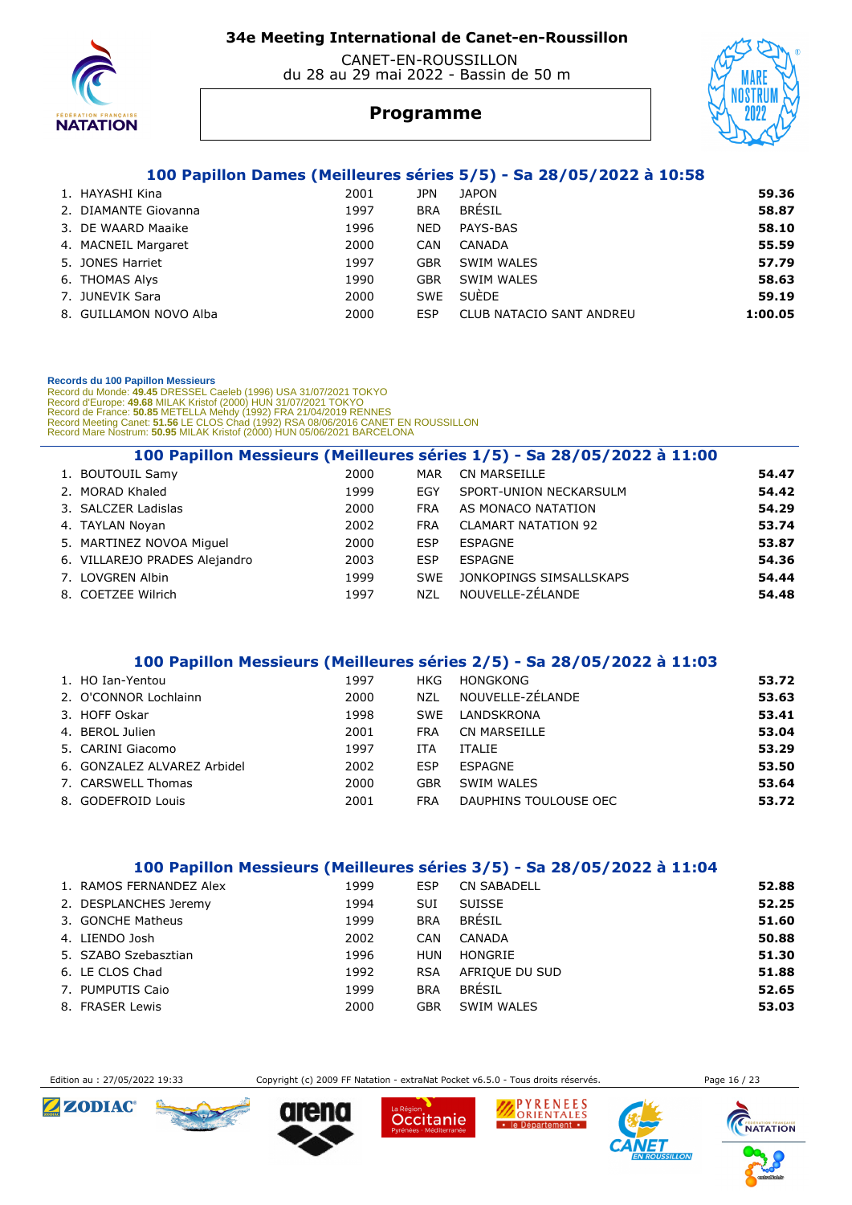# 34e Meeting International de Canet-en-Roussillon

CANET-EN-ROUSSILLON
du 28 au 29 mai 2022 - Bassin de 50 m

## Programme

### 100 Papillon Dames (Meilleures séries 5/5) - Sa 28/05/2022 à 10:58

| | | | | | |
|---|---|---|---|---|---|
| 1. | HAYASHI Kina | 2001 | JPN | JAPON | 59.36 |
| 2. | DIAMANTE Giovanna | 1997 | BRA | BRÉSIL | 58.87 |
| 3. | DE WAARD Maaike | 1996 | NED | PAYS-BAS | 58.10 |
| 4. | MACNEIL Margaret | 2000 | CAN | CANADA | 55.59 |
| 5. | JONES Harriet | 1997 | GBR | SWIM WALES | 57.79 |
| 6. | THOMAS Alys | 1990 | GBR | SWIM WALES | 58.63 |
| 7. | JUNEVIK Sara | 2000 | SWE | SUÈDE | 59.19 |
| 8. | GUILLAMON NOVO Alba | 2000 | ESP | CLUB NATACIO SANT ANDREU | 1:00.05 |

**Records du 100 Papillon Messieurs**
Record du Monde: **49.45** DRESSEL Caeleb (1996) USA 31/07/2021 TOKYO
Record d'Europe: **49.68** MILAK Kristof (2000) HUN 31/07/2021 TOKYO
Record de France: **50.85** METELLA Mehdy (1992) FRA 21/04/2019 RENNES
Record Meeting Canet: **51.56** LE CLOS Chad (1992) RSA 08/06/2016 CANET EN ROUSSILLON
Record Mare Nostrum: **50.95** MILAK Kristof (2000) HUN 05/06/2021 BARCELONA

### 100 Papillon Messieurs (Meilleures séries 1/5) - Sa 28/05/2022 à 11:00

| | | | | | |
|---|---|---|---|---|---|
| 1. | BOUTOUIL Samy | 2000 | MAR | CN MARSEILLE | 54.47 |
| 2. | MORAD Khaled | 1999 | EGY | SPORT-UNION NECKARSULM | 54.42 |
| 3. | SALCZER Ladislas | 2000 | FRA | AS MONACO NATATION | 54.29 |
| 4. | TAYLAN Noyan | 2002 | FRA | CLAMART NATATION 92 | 53.74 |
| 5. | MARTINEZ NOVOA Miguel | 2000 | ESP | ESPAGNE | 53.87 |
| 6. | VILLAREJO PRADES Alejandro | 2003 | ESP | ESPAGNE | 54.36 |
| 7. | LOVGREN Albin | 1999 | SWE | JONKOPINGS SIMSALLSKAPS | 54.44 |
| 8. | COETZEE Wilrich | 1997 | NZL | NOUVELLE-ZÉLANDE | 54.48 |

### 100 Papillon Messieurs (Meilleures séries 2/5) - Sa 28/05/2022 à 11:03

| | | | | | |
|---|---|---|---|---|---|
| 1. | HO Ian-Yentou | 1997 | HKG | HONGKONG | 53.72 |
| 2. | O'CONNOR Lochlainn | 2000 | NZL | NOUVELLE-ZÉLANDE | 53.63 |
| 3. | HOFF Oskar | 1998 | SWE | LANDSKRONA | 53.41 |
| 4. | BEROL Julien | 2001 | FRA | CN MARSEILLE | 53.04 |
| 5. | CARINI Giacomo | 1997 | ITA | ITALIE | 53.29 |
| 6. | GONZALEZ ALVAREZ Arbidel | 2002 | ESP | ESPAGNE | 53.50 |
| 7. | CARSWELL Thomas | 2000 | GBR | SWIM WALES | 53.64 |
| 8. | GODEFROID Louis | 2001 | FRA | DAUPHINS TOULOUSE OEC | 53.72 |

### 100 Papillon Messieurs (Meilleures séries 3/5) - Sa 28/05/2022 à 11:04

| | | | | | |
|---|---|---|---|---|---|
| 1. | RAMOS FERNANDEZ Alex | 1999 | ESP | CN SABADELL | 52.88 |
| 2. | DESPLANCHES Jeremy | 1994 | SUI | SUISSE | 52.25 |
| 3. | GONCHE Matheus | 1999 | BRA | BRÉSIL | 51.60 |
| 4. | LIENDO Josh | 2002 | CAN | CANADA | 50.88 |
| 5. | SZABO Szebasztian | 1996 | HUN | HONGRIE | 51.30 |
| 6. | LE CLOS Chad | 1992 | RSA | AFRIQUE DU SUD | 51.88 |
| 7. | PUMPUTIS Caio | 1999 | BRA | BRÉSIL | 52.65 |
| 8. | FRASER Lewis | 2000 | GBR | SWIM WALES | 53.03 |

Edition au : 27/05/2022 19:33 — Copyright (c) 2009 FF Natation - extraNat Pocket v6.5.0 - Tous droits réservés.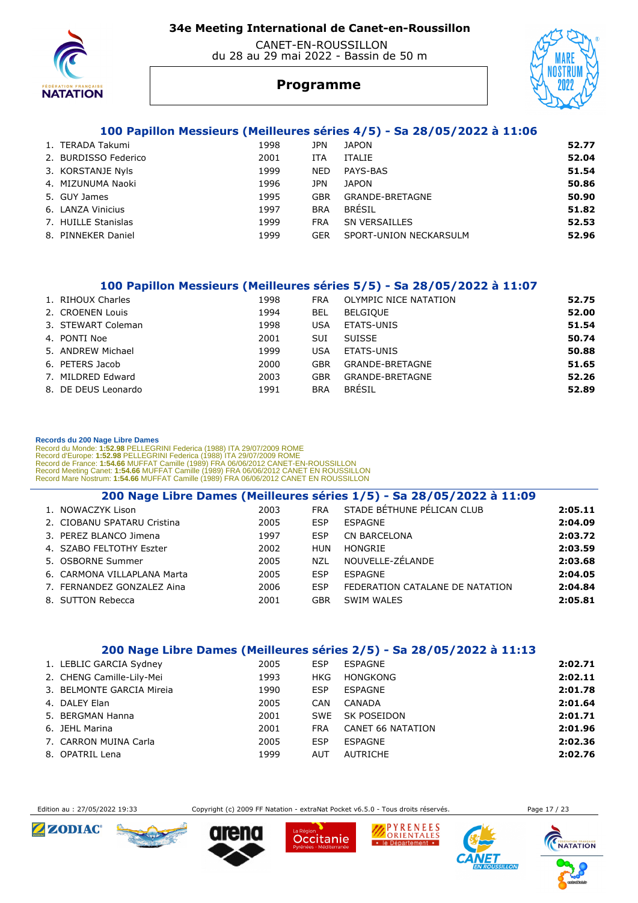# 34e Meeting International de Canet-en-Roussillon

CANET-EN-ROUSSILLON
du 28 au 29 mai 2022 - Bassin de 50 m

## Programme

### 100 Papillon Messieurs (Meilleures séries 4/5) - Sa 28/05/2022 à 11:06

| | Nom | Année | Nat. | Club | Temps |
|---|---|---|---|---|---|
| 1. | TERADA Takumi | 1998 | JPN | JAPON | **52.77** |
| 2. | BURDISSO Federico | 2001 | ITA | ITALIE | **52.04** |
| 3. | KORSTANJE Nyls | 1999 | NED | PAYS-BAS | **51.54** |
| 4. | MIZUNUMA Naoki | 1996 | JPN | JAPON | **50.86** |
| 5. | GUY James | 1995 | GBR | GRANDE-BRETAGNE | **50.90** |
| 6. | LANZA Vinicius | 1997 | BRA | BRÉSIL | **51.82** |
| 7. | HUILLE Stanislas | 1999 | FRA | SN VERSAILLES | **52.53** |
| 8. | PINNEKER Daniel | 1999 | GER | SPORT-UNION NECKARSULM | **52.96** |

### 100 Papillon Messieurs (Meilleures séries 5/5) - Sa 28/05/2022 à 11:07

| | Nom | Année | Nat. | Club | Temps |
|---|---|---|---|---|---|
| 1. | RIHOUX Charles | 1998 | FRA | OLYMPIC NICE NATATION | **52.75** |
| 2. | CROENEN Louis | 1994 | BEL | BELGIQUE | **52.00** |
| 3. | STEWART Coleman | 1998 | USA | ETATS-UNIS | **51.54** |
| 4. | PONTI Noe | 2001 | SUI | SUISSE | **50.74** |
| 5. | ANDREW Michael | 1999 | USA | ETATS-UNIS | **50.88** |
| 6. | PETERS Jacob | 2000 | GBR | GRANDE-BRETAGNE | **51.65** |
| 7. | MILDRED Edward | 2003 | GBR | GRANDE-BRETAGNE | **52.26** |
| 8. | DE DEUS Leonardo | 1991 | BRA | BRÉSIL | **52.89** |

**Records du 200 Nage Libre Dames**
Record du Monde: **1:52.98** PELLEGRINI Federica (1988) ITA 29/07/2009 ROME
Record d'Europe: **1:52.98** PELLEGRINI Federica (1988) ITA 29/07/2009 ROME
Record de France: **1:54.66** MUFFAT Camille (1989) FRA 06/06/2012 CANET-EN-ROUSSILLON
Record Meeting Canet: **1:54.66** MUFFAT Camille (1989) FRA 06/06/2012 CANET EN ROUSSILLON
Record Mare Nostrum: **1:54.66** MUFFAT Camille (1989) FRA 06/06/2012 CANET EN ROUSSILLON

### 200 Nage Libre Dames (Meilleures séries 1/5) - Sa 28/05/2022 à 11:09

| | Nom | Année | Nat. | Club | Temps |
|---|---|---|---|---|---|
| 1. | NOWACZYK Lison | 2003 | FRA | STADE BÉTHUNE PÉLICAN CLUB | **2:05.11** |
| 2. | CIOBANU SPATARU Cristina | 2005 | ESP | ESPAGNE | **2:04.09** |
| 3. | PEREZ BLANCO Jimena | 1997 | ESP | CN BARCELONA | **2:03.72** |
| 4. | SZABO FELTOTHY Eszter | 2002 | HUN | HONGRIE | **2:03.59** |
| 5. | OSBORNE Summer | 2005 | NZL | NOUVELLE-ZÉLANDE | **2:03.68** |
| 6. | CARMONA VILLAPLANA Marta | 2005 | ESP | ESPAGNE | **2:04.05** |
| 7. | FERNANDEZ GONZALEZ Aina | 2006 | ESP | FEDERATION CATALANE DE NATATION | **2:04.84** |
| 8. | SUTTON Rebecca | 2001 | GBR | SWIM WALES | **2:05.81** |

### 200 Nage Libre Dames (Meilleures séries 2/5) - Sa 28/05/2022 à 11:13

| | Nom | Année | Nat. | Club | Temps |
|---|---|---|---|---|---|
| 1. | LEBLIC GARCIA Sydney | 2005 | ESP | ESPAGNE | **2:02.71** |
| 2. | CHENG Camille-Lily-Mei | 1993 | HKG | HONGKONG | **2:02.11** |
| 3. | BELMONTE GARCIA Mireia | 1990 | ESP | ESPAGNE | **2:01.78** |
| 4. | DALEY Elan | 2005 | CAN | CANADA | **2:01.64** |
| 5. | BERGMAN Hanna | 2001 | SWE | SK POSEIDON | **2:01.71** |
| 6. | JEHL Marina | 2001 | FRA | CANET 66 NATATION | **2:01.96** |
| 7. | CARRON MUINA Carla | 2005 | ESP | ESPAGNE | **2:02.36** |
| 8. | OPATRIL Lena | 1999 | AUT | AUTRICHE | **2:02.76** |

Edition au : 27/05/2022 19:33 Copyright (c) 2009 FF Natation - extraNat Pocket v6.5.0 - Tous droits réservés.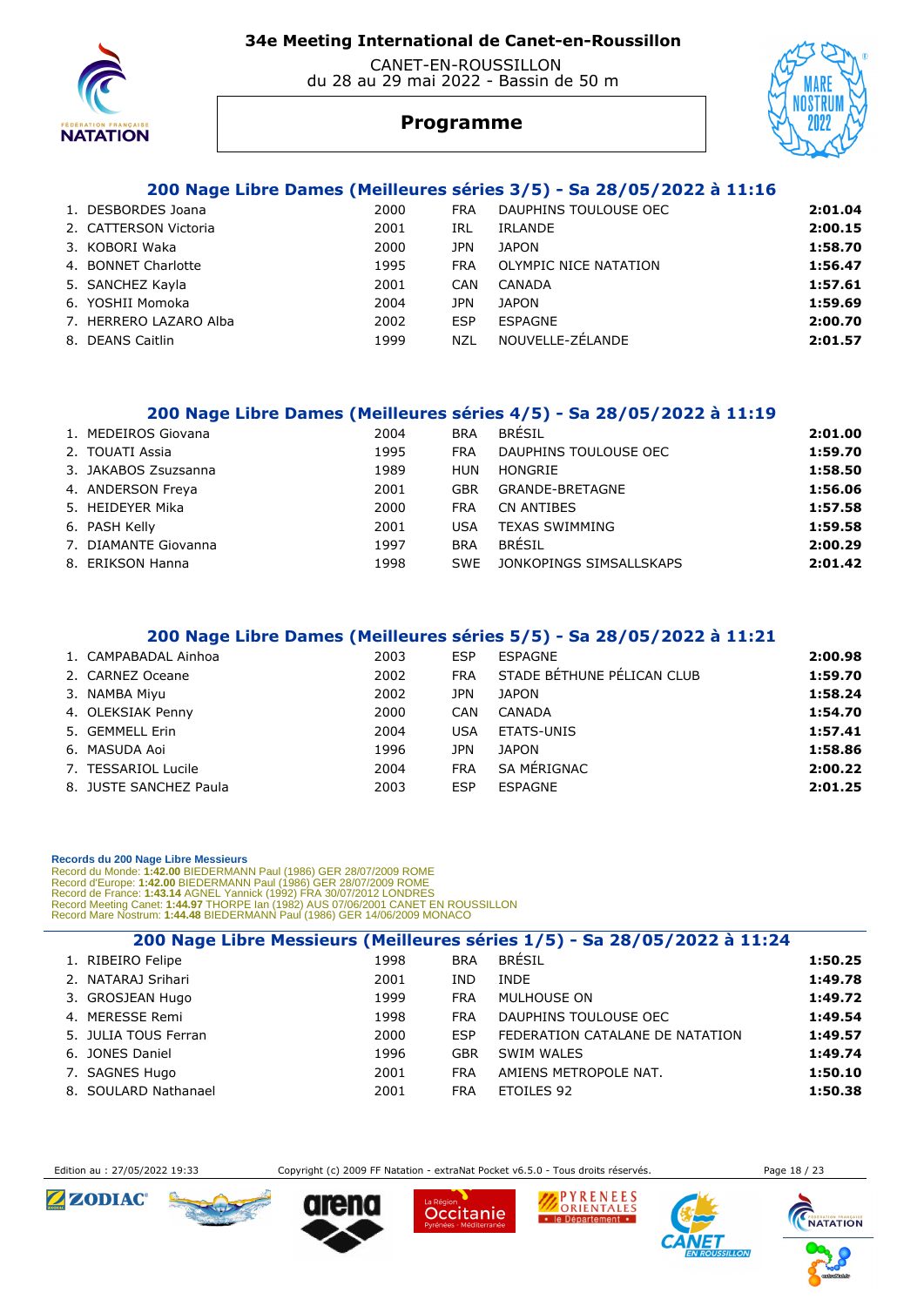# 34e Meeting International de Canet-en-Roussillon

CANET-EN-ROUSSILLON
du 28 au 29 mai 2022 - Bassin de 50 m

## Programme

### 200 Nage Libre Dames (Meilleures séries 3/5) - Sa 28/05/2022 à 11:16

| | | | | | |
|---|---|---|---|---|---|
| 1. | DESBORDES Joana | 2000 | FRA | DAUPHINS TOULOUSE OEC | **2:01.04** |
| 2. | CATTERSON Victoria | 2001 | IRL | IRLANDE | **2:00.15** |
| 3. | KOBORI Waka | 2000 | JPN | JAPON | **1:58.70** |
| 4. | BONNET Charlotte | 1995 | FRA | OLYMPIC NICE NATATION | **1:56.47** |
| 5. | SANCHEZ Kayla | 2001 | CAN | CANADA | **1:57.61** |
| 6. | YOSHII Momoka | 2004 | JPN | JAPON | **1:59.69** |
| 7. | HERRERO LAZARO Alba | 2002 | ESP | ESPAGNE | **2:00.70** |
| 8. | DEANS Caitlin | 1999 | NZL | NOUVELLE-ZÉLANDE | **2:01.57** |

### 200 Nage Libre Dames (Meilleures séries 4/5) - Sa 28/05/2022 à 11:19

| | | | | | |
|---|---|---|---|---|---|
| 1. | MEDEIROS Giovana | 2004 | BRA | BRÉSIL | **2:01.00** |
| 2. | TOUATI Assia | 1995 | FRA | DAUPHINS TOULOUSE OEC | **1:59.70** |
| 3. | JAKABOS Zsuzsanna | 1989 | HUN | HONGRIE | **1:58.50** |
| 4. | ANDERSON Freya | 2001 | GBR | GRANDE-BRETAGNE | **1:56.06** |
| 5. | HEIDEYER Mika | 2000 | FRA | CN ANTIBES | **1:57.58** |
| 6. | PASH Kelly | 2001 | USA | TEXAS SWIMMING | **1:59.58** |
| 7. | DIAMANTE Giovanna | 1997 | BRA | BRÉSIL | **2:00.29** |
| 8. | ERIKSON Hanna | 1998 | SWE | JONKOPINGS SIMSALLSKAPS | **2:01.42** |

### 200 Nage Libre Dames (Meilleures séries 5/5) - Sa 28/05/2022 à 11:21

| | | | | | |
|---|---|---|---|---|---|
| 1. | CAMPABADAL Ainhoa | 2003 | ESP | ESPAGNE | **2:00.98** |
| 2. | CARNEZ Oceane | 2002 | FRA | STADE BÉTHUNE PÉLICAN CLUB | **1:59.70** |
| 3. | NAMBA Miyu | 2002 | JPN | JAPON | **1:58.24** |
| 4. | OLEKSIAK Penny | 2000 | CAN | CANADA | **1:54.70** |
| 5. | GEMMELL Erin | 2004 | USA | ETATS-UNIS | **1:57.41** |
| 6. | MASUDA Aoi | 1996 | JPN | JAPON | **1:58.86** |
| 7. | TESSARIOL Lucile | 2004 | FRA | SA MÉRIGNAC | **2:00.22** |
| 8. | JUSTE SANCHEZ Paula | 2003 | ESP | ESPAGNE | **2:01.25** |

**Records du 200 Nage Libre Messieurs**
Record du Monde: **1:42.00** BIEDERMANN Paul (1986) GER 28/07/2009 ROME
Record d'Europe: **1:42.00** BIEDERMANN Paul (1986) GER 28/07/2009 ROME
Record de France: **1:43.14** AGNEL Yannick (1992) FRA 30/07/2012 LONDRES
Record Meeting Canet: **1:44.97** THORPE Ian (1982) AUS 07/06/2001 CANET EN ROUSSILLON
Record Mare Nostrum: **1:44.48** BIEDERMANN Paul (1986) GER 14/06/2009 MONACO

### 200 Nage Libre Messieurs (Meilleures séries 1/5) - Sa 28/05/2022 à 11:24

| | | | | | |
|---|---|---|---|---|---|
| 1. | RIBEIRO Felipe | 1998 | BRA | BRÉSIL | **1:50.25** |
| 2. | NATARAJ Srihari | 2001 | IND | INDE | **1:49.78** |
| 3. | GROSJEAN Hugo | 1999 | FRA | MULHOUSE ON | **1:49.72** |
| 4. | MERESSE Remi | 1998 | FRA | DAUPHINS TOULOUSE OEC | **1:49.54** |
| 5. | JULIA TOUS Ferran | 2000 | ESP | FEDERATION CATALANE DE NATATION | **1:49.57** |
| 6. | JONES Daniel | 1996 | GBR | SWIM WALES | **1:49.74** |
| 7. | SAGNES Hugo | 2001 | FRA | AMIENS METROPOLE NAT. | **1:50.10** |
| 8. | SOULARD Nathanael | 2001 | FRA | ETOILES 92 | **1:50.38** |

Edition au : 27/05/2022 19:33 — Copyright (c) 2009 FF Natation - extraNat Pocket v6.5.0 - Tous droits réservés.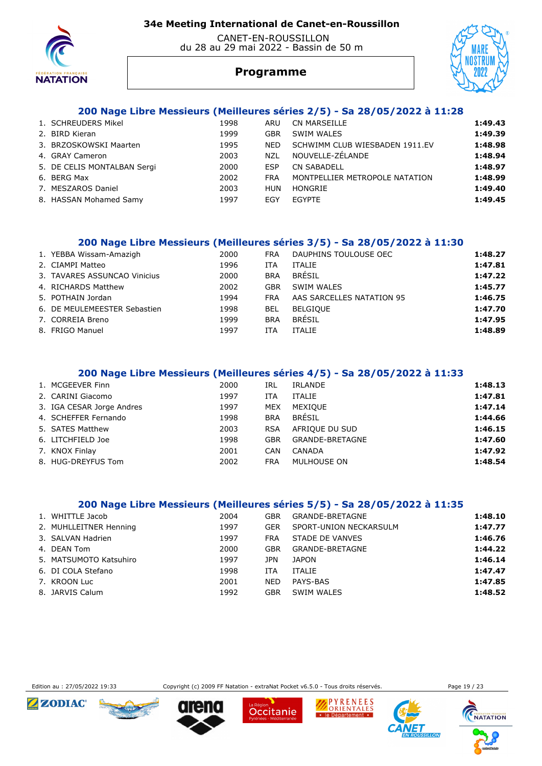# 34e Meeting International de Canet-en-Roussillon

CANET-EN-ROUSSILLON
du 28 au 29 mai 2022 - Bassin de 50 m

## Programme

### 200 Nage Libre Messieurs (Meilleures séries 2/5) - Sa 28/05/2022 à 11:28

| | Nom | Année | Nat. | Club | Temps |
|---|---|---|---|---|---|
| 1. | SCHREUDERS Mikel | 1998 | ARU | CN MARSEILLE | **1:49.43** |
| 2. | BIRD Kieran | 1999 | GBR | SWIM WALES | **1:49.39** |
| 3. | BRZOSKOWSKI Maarten | 1995 | NED | SCHWIMM CLUB WIESBADEN 1911.EV | **1:48.98** |
| 4. | GRAY Cameron | 2003 | NZL | NOUVELLE-ZÉLANDE | **1:48.94** |
| 5. | DE CELIS MONTALBAN Sergi | 2000 | ESP | CN SABADELL | **1:48.97** |
| 6. | BERG Max | 2002 | FRA | MONTPELLIER METROPOLE NATATION | **1:48.99** |
| 7. | MESZAROS Daniel | 2003 | HUN | HONGRIE | **1:49.40** |
| 8. | HASSAN Mohamed Samy | 1997 | EGY | EGYPTE | **1:49.45** |

### 200 Nage Libre Messieurs (Meilleures séries 3/5) - Sa 28/05/2022 à 11:30

| | Nom | Année | Nat. | Club | Temps |
|---|---|---|---|---|---|
| 1. | YEBBA Wissam-Amazigh | 2000 | FRA | DAUPHINS TOULOUSE OEC | **1:48.27** |
| 2. | CIAMPI Matteo | 1996 | ITA | ITALIE | **1:47.81** |
| 3. | TAVARES ASSUNCAO Vinicius | 2000 | BRA | BRÉSIL | **1:47.22** |
| 4. | RICHARDS Matthew | 2002 | GBR | SWIM WALES | **1:45.77** |
| 5. | POTHAIN Jordan | 1994 | FRA | AAS SARCELLES NATATION 95 | **1:46.75** |
| 6. | DE MEULEMEESTER Sebastien | 1998 | BEL | BELGIQUE | **1:47.70** |
| 7. | CORREIA Breno | 1999 | BRA | BRÉSIL | **1:47.95** |
| 8. | FRIGO Manuel | 1997 | ITA | ITALIE | **1:48.89** |

### 200 Nage Libre Messieurs (Meilleures séries 4/5) - Sa 28/05/2022 à 11:33

| | Nom | Année | Nat. | Club | Temps |
|---|---|---|---|---|---|
| 1. | MCGEEVER Finn | 2000 | IRL | IRLANDE | **1:48.13** |
| 2. | CARINI Giacomo | 1997 | ITA | ITALIE | **1:47.81** |
| 3. | IGA CESAR Jorge Andres | 1997 | MEX | MEXIQUE | **1:47.14** |
| 4. | SCHEFFER Fernando | 1998 | BRA | BRÉSIL | **1:44.66** |
| 5. | SATES Matthew | 2003 | RSA | AFRIQUE DU SUD | **1:46.15** |
| 6. | LITCHFIELD Joe | 1998 | GBR | GRANDE-BRETAGNE | **1:47.60** |
| 7. | KNOX Finlay | 2001 | CAN | CANADA | **1:47.92** |
| 8. | HUG-DREYFUS Tom | 2002 | FRA | MULHOUSE ON | **1:48.54** |

### 200 Nage Libre Messieurs (Meilleures séries 5/5) - Sa 28/05/2022 à 11:35

| | Nom | Année | Nat. | Club | Temps |
|---|---|---|---|---|---|
| 1. | WHITTLE Jacob | 2004 | GBR | GRANDE-BRETAGNE | **1:48.10** |
| 2. | MUHLLEITNER Henning | 1997 | GER | SPORT-UNION NECKARSULM | **1:47.77** |
| 3. | SALVAN Hadrien | 1997 | FRA | STADE DE VANVES | **1:46.76** |
| 4. | DEAN Tom | 2000 | GBR | GRANDE-BRETAGNE | **1:44.22** |
| 5. | MATSUMOTO Katsuhiro | 1997 | JPN | JAPON | **1:46.14** |
| 6. | DI COLA Stefano | 1998 | ITA | ITALIE | **1:47.47** |
| 7. | KROON Luc | 2001 | NED | PAYS-BAS | **1:47.85** |
| 8. | JARVIS Calum | 1992 | GBR | SWIM WALES | **1:48.52** |

Edition au : 27/05/2022 19:33 — Copyright (c) 2009 FF Natation - extraNat Pocket v6.5.0 - Tous droits réservés.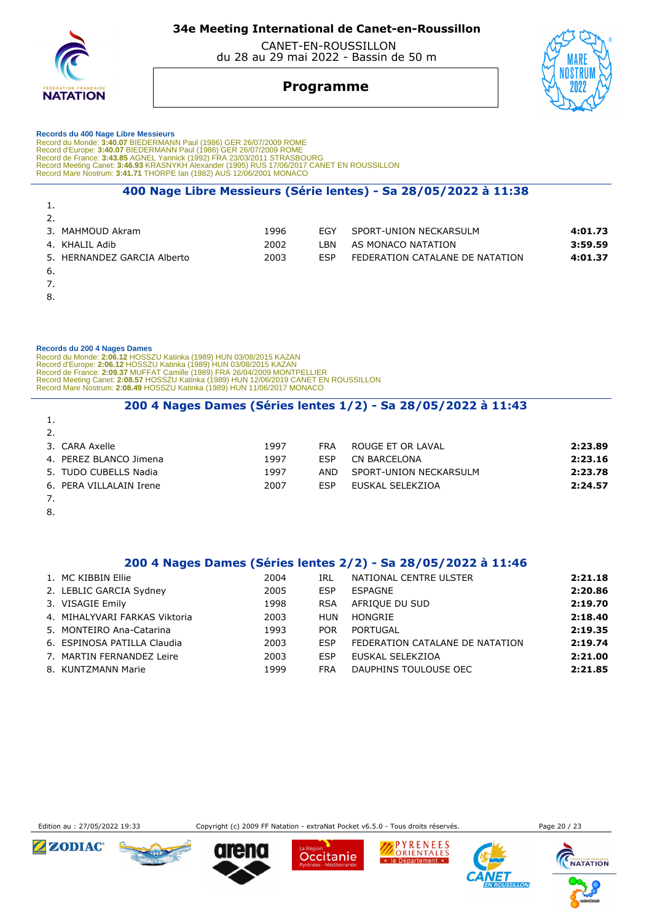**Records du 400 Nage Libre Messieurs**

Record du Monde: **3:40.07** BIEDERMANN Paul (1986) GER 26/07/2009 ROME
Record d'Europe: **3:40.07** BIEDERMANN Paul (1986) GER 26/07/2009 ROME
Record de France: **3:43.85** AGNEL Yannick (1992) FRA 23/03/2011 STRASBOURG
Record Meeting Canet: **3:46.93** KRASNYKH Alexander (1995) RUS 17/06/2017 CANET EN ROUSSILLON
Record Mare Nostrum: **3:41.71** THORPE Ian (1982) AUS 12/06/2001 MONACO

## 400 Nage Libre Messieurs (Série lentes) - Sa 28/05/2022 à 11:38

| | Nom | Année | Nat. | Club | Temps |
|---|---|---|---|---|---|
| 1. | | | | | |
| 2. | | | | | |
| 3. | MAHMOUD Akram | 1996 | EGY | SPORT-UNION NECKARSULM | **4:01.73** |
| 4. | KHALIL Adib | 2002 | LBN | AS MONACO NATATION | **3:59.59** |
| 5. | HERNANDEZ GARCIA Alberto | 2003 | ESP | FEDERATION CATALANE DE NATATION | **4:01.37** |
| 6. | | | | | |
| 7. | | | | | |
| 8. | | | | | |

**Records du 200 4 Nages Dames**

Record du Monde: **2:06.12** HOSSZU Katinka (1989) HUN 03/08/2015 KAZAN
Record d'Europe: **2:06.12** HOSSZU Katinka (1989) HUN 03/08/2015 KAZAN
Record de France: **2:09.37** MUFFAT Camille (1989) FRA 26/04/2009 MONTPELLIER
Record Meeting Canet: **2:08.57** HOSSZU Katinka (1989) HUN 12/06/2019 CANET EN ROUSSILLON
Record Mare Nostrum: **2:08.49** HOSSZU Katinka (1989) HUN 11/06/2017 MONACO

## 200 4 Nages Dames (Séries lentes 1/2) - Sa 28/05/2022 à 11:43

| | Nom | Année | Nat. | Club | Temps |
|---|---|---|---|---|---|
| 1. | | | | | |
| 2. | | | | | |
| 3. | CARA Axelle | 1997 | FRA | ROUGE ET OR LAVAL | **2:23.89** |
| 4. | PEREZ BLANCO Jimena | 1997 | ESP | CN BARCELONA | **2:23.16** |
| 5. | TUDO CUBELLS Nadia | 1997 | AND | SPORT-UNION NECKARSULM | **2:23.78** |
| 6. | PERA VILLALAIN Irene | 2007 | ESP | EUSKAL SELEKZIOA | **2:24.57** |
| 7. | | | | | |
| 8. | | | | | |

## 200 4 Nages Dames (Séries lentes 2/2) - Sa 28/05/2022 à 11:46

| | Nom | Année | Nat. | Club | Temps |
|---|---|---|---|---|---|
| 1. | MC KIBBIN Ellie | 2004 | IRL | NATIONAL CENTRE ULSTER | **2:21.18** |
| 2. | LEBLIC GARCIA Sydney | 2005 | ESP | ESPAGNE | **2:20.86** |
| 3. | VISAGIE Emily | 1998 | RSA | AFRIQUE DU SUD | **2:19.70** |
| 4. | MIHALYVARI FARKAS Viktoria | 2003 | HUN | HONGRIE | **2:18.40** |
| 5. | MONTEIRO Ana-Catarina | 1993 | POR | PORTUGAL | **2:19.35** |
| 6. | ESPINOSA PATILLA Claudia | 2003 | ESP | FEDERATION CATALANE DE NATATION | **2:19.74** |
| 7. | MARTIN FERNANDEZ Leire | 2003 | ESP | EUSKAL SELEKZIOA | **2:21.00** |
| 8. | KUNTZMANN Marie | 1999 | FRA | DAUPHINS TOULOUSE OEC | **2:21.85** |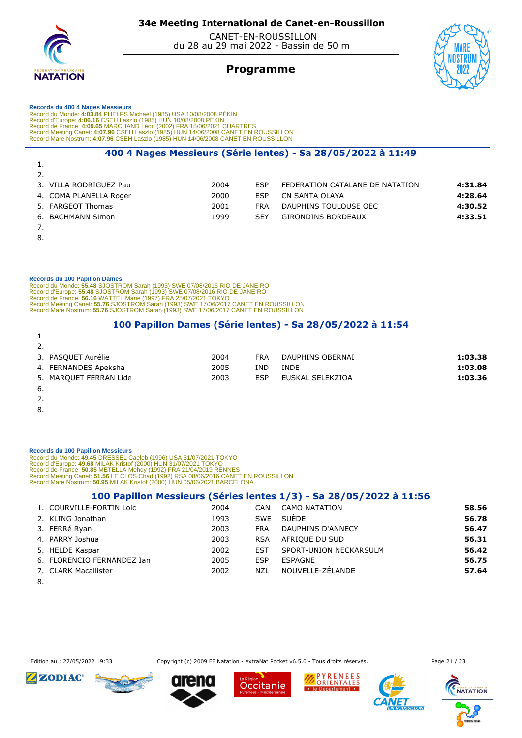#### Records du 400 4 Nages Messieurs

Record du Monde: **4:03.84** PHELPS Michael (1985) USA 10/08/2008 PÉKIN
Record d'Europe: **4:06.16** CSEH Laszlo (1985) HUN 10/08/2008 PÉKIN
Record de France: **4:09.65** MARCHAND Léon (2002) FRA 15/06/2021 CHARTRES
Record Meeting Canet: **4:07.96** CSEH Laszlo (1985) HUN 14/06/2008 CANET EN ROUSSILLON
Record Mare Nostrum: **4:07.96** CSEH Laszlo (1985) HUN 14/06/2008 CANET EN ROUSSILLON

### 400 4 Nages Messieurs (Série lentes) - Sa 28/05/2022 à 11:49

| | Nom | Année | Pays | Club | Temps |
|---|---|---|---|---|---|
| 1. | | | | | |
| 2. | | | | | |
| 3. | VILLA RODRIGUEZ Pau | 2004 | ESP | FEDERATION CATALANE DE NATATION | **4:31.84** |
| 4. | COMA PLANELLA Roger | 2000 | ESP | CN SANTA OLAYA | **4:28.64** |
| 5. | FARGEOT Thomas | 2001 | FRA | DAUPHINS TOULOUSE OEC | **4:30.52** |
| 6. | BACHMANN Simon | 1999 | SEY | GIRONDINS BORDEAUX | **4:33.51** |
| 7. | | | | | |
| 8. | | | | | |

#### Records du 100 Papillon Dames

Record du Monde: **55.48** SJOSTROM Sarah (1993) SWE 07/08/2016 RIO DE JANEIRO
Record d'Europe: **55.48** SJOSTROM Sarah (1993) SWE 07/08/2016 RIO DE JANEIRO
Record de France: **56.16** WATTEL Marie (1997) FRA 25/07/2021 TOKYO
Record Meeting Canet: **55.76** SJOSTROM Sarah (1993) SWE 17/06/2017 CANET EN ROUSSILLON
Record Mare Nostrum: **55.76** SJOSTROM Sarah (1993) SWE 17/06/2017 CANET EN ROUSSILLON

### 100 Papillon Dames (Série lentes) - Sa 28/05/2022 à 11:54

| | Nom | Année | Pays | Club | Temps |
|---|---|---|---|---|---|
| 1. | | | | | |
| 2. | | | | | |
| 3. | PASQUET Aurélie | 2004 | FRA | DAUPHINS OBERNAI | **1:03.38** |
| 4. | FERNANDES Apeksha | 2005 | IND | INDE | **1:03.08** |
| 5. | MARQUET FERRAN Lide | 2003 | ESP | EUSKAL SELEKZIOA | **1:03.36** |
| 6. | | | | | |
| 7. | | | | | |
| 8. | | | | | |

#### Records du 100 Papillon Messieurs

Record du Monde: **49.45** DRESSEL Caeleb (1996) USA 31/07/2021 TOKYO
Record d'Europe: **49.68** MILAK Kristof (2000) HUN 31/07/2021 TOKYO
Record de France: **50.85** METELLA Mehdy (1992) FRA 21/04/2019 RENNES
Record Meeting Canet: **51.56** LE CLOS Chad (1992) RSA 08/06/2016 CANET EN ROUSSILLON
Record Mare Nostrum: **50.95** MILAK Kristof (2000) HUN 05/06/2021 BARCELONA

### 100 Papillon Messieurs (Séries lentes 1/3) - Sa 28/05/2022 à 11:56

| | Nom | Année | Pays | Club | Temps |
|---|---|---|---|---|---|
| 1. | COURVILLE-FORTIN Loic | 2004 | CAN | CAMO NATATION | **58.56** |
| 2. | KLING Jonathan | 1993 | SWE | SUÈDE | **56.78** |
| 3. | FERRé Ryan | 2003 | FRA | DAUPHINS D'ANNECY | **56.47** |
| 4. | PARRY Joshua | 2003 | RSA | AFRIQUE DU SUD | **56.31** |
| 5. | HELDE Kaspar | 2002 | EST | SPORT-UNION NECKARSULM | **56.42** |
| 6. | FLORENCIO FERNANDEZ Ian | 2005 | ESP | ESPAGNE | **56.75** |
| 7. | CLARK Macallister | 2002 | NZL | NOUVELLE-ZÉLANDE | **57.64** |
| 8. | | | | | |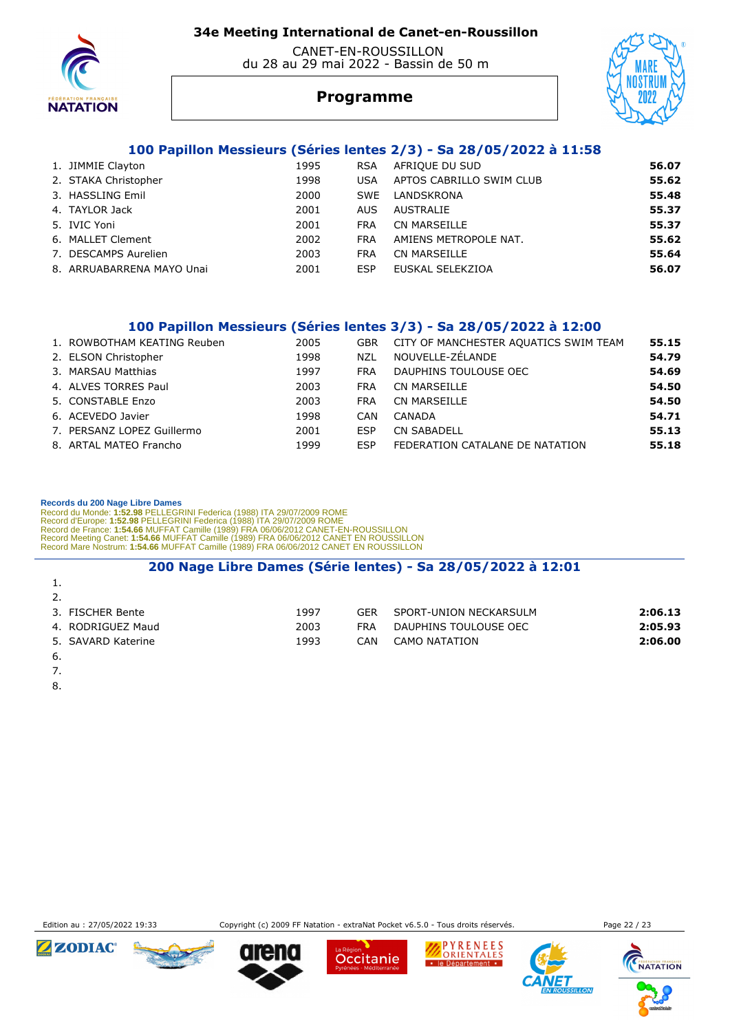# 34e Meeting International de Canet-en-Roussillon

CANET-EN-ROUSSILLON
du 28 au 29 mai 2022 - Bassin de 50 m

## Programme

### 100 Papillon Messieurs (Séries lentes 2/3) - Sa 28/05/2022 à 11:58

| | Nom | Année | Nat. | Club | Temps |
|---|---|---|---|---|---|
| 1. | JIMMIE Clayton | 1995 | RSA | AFRIQUE DU SUD | **56.07** |
| 2. | STAKA Christopher | 1998 | USA | APTOS CABRILLO SWIM CLUB | **55.62** |
| 3. | HASSLING Emil | 2000 | SWE | LANDSKRONA | **55.48** |
| 4. | TAYLOR Jack | 2001 | AUS | AUSTRALIE | **55.37** |
| 5. | IVIC Yoni | 2001 | FRA | CN MARSEILLE | **55.37** |
| 6. | MALLET Clement | 2002 | FRA | AMIENS METROPOLE NAT. | **55.62** |
| 7. | DESCAMPS Aurelien | 2003 | FRA | CN MARSEILLE | **55.64** |
| 8. | ARRUABARRENA MAYO Unai | 2001 | ESP | EUSKAL SELEKZIOA | **56.07** |

### 100 Papillon Messieurs (Séries lentes 3/3) - Sa 28/05/2022 à 12:00

| | Nom | Année | Nat. | Club | Temps |
|---|---|---|---|---|---|
| 1. | ROWBOTHAM KEATING Reuben | 2005 | GBR | CITY OF MANCHESTER AQUATICS SWIM TEAM | **55.15** |
| 2. | ELSON Christopher | 1998 | NZL | NOUVELLE-ZÉLANDE | **54.79** |
| 3. | MARSAU Matthias | 1997 | FRA | DAUPHINS TOULOUSE OEC | **54.69** |
| 4. | ALVES TORRES Paul | 2003 | FRA | CN MARSEILLE | **54.50** |
| 5. | CONSTABLE Enzo | 2003 | FRA | CN MARSEILLE | **54.50** |
| 6. | ACEVEDO Javier | 1998 | CAN | CANADA | **54.71** |
| 7. | PERSANZ LOPEZ Guillermo | 2001 | ESP | CN SABADELL | **55.13** |
| 8. | ARTAL MATEO Francho | 1999 | ESP | FEDERATION CATALANE DE NATATION | **55.18** |

**Records du 200 Nage Libre Dames**
Record du Monde: **1:52.98** PELLEGRINI Federica (1988) ITA 29/07/2009 ROME
Record d'Europe: **1:52.98** PELLEGRINI Federica (1988) ITA 29/07/2009 ROME
Record de France: **1:54.66** MUFFAT Camille (1989) FRA 06/06/2012 CANET-EN-ROUSSILLON
Record Meeting Canet: **1:54.66** MUFFAT Camille (1989) FRA 06/06/2012 CANET EN ROUSSILLON
Record Mare Nostrum: **1:54.66** MUFFAT Camille (1989) FRA 06/06/2012 CANET EN ROUSSILLON

### 200 Nage Libre Dames (Série lentes) - Sa 28/05/2022 à 12:01

| | Nom | Année | Nat. | Club | Temps |
|---|---|---|---|---|---|
| 1. | | | | | |
| 2. | | | | | |
| 3. | FISCHER Bente | 1997 | GER | SPORT-UNION NECKARSULM | **2:06.13** |
| 4. | RODRIGUEZ Maud | 2003 | FRA | DAUPHINS TOULOUSE OEC | **2:05.93** |
| 5. | SAVARD Katerine | 1993 | CAN | CAMO NATATION | **2:06.00** |
| 6. | | | | | |
| 7. | | | | | |
| 8. | | | | | |

Edition au : 27/05/2022 19:33 — Copyright (c) 2009 FF Natation - extraNat Pocket v6.5.0 - Tous droits réservés.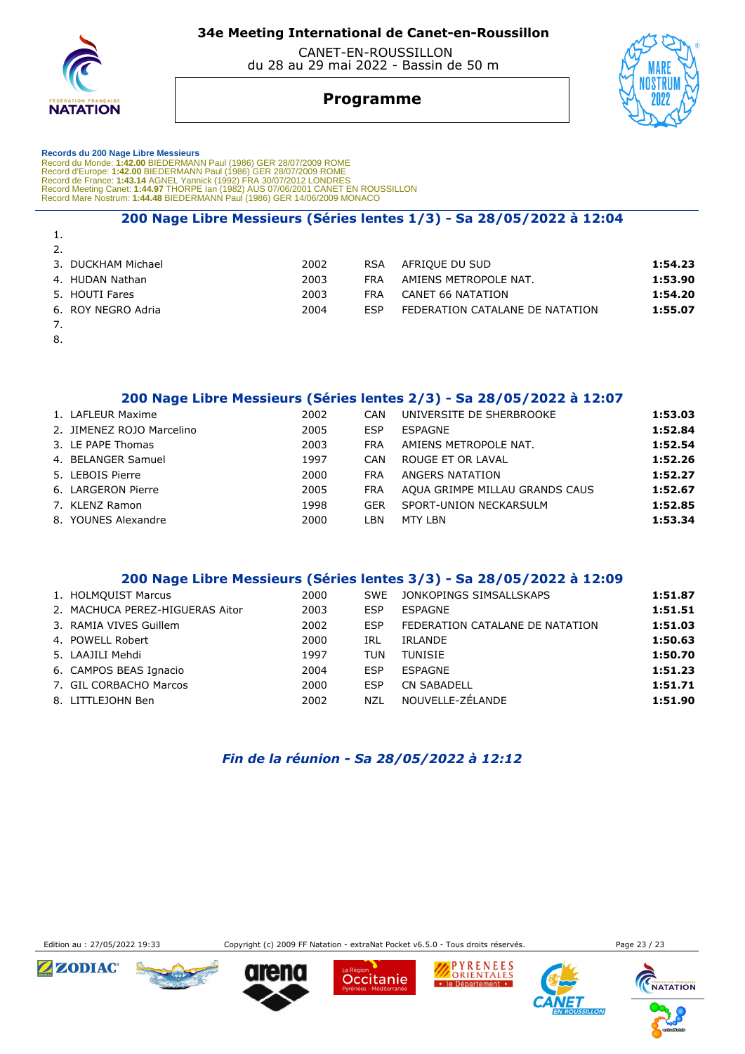# 34e Meeting International de Canet-en-Roussillon

CANET-EN-ROUSSILLON
du 28 au 29 mai 2022 - Bassin de 50 m

## Programme

**Records du 200 Nage Libre Messieurs**
Record du Monde: **1:42.00** BIEDERMANN Paul (1986) GER 28/07/2009 ROME
Record d'Europe: **1:42.00** BIEDERMANN Paul (1986) GER 28/07/2009 ROME
Record de France: **1:43.14** AGNEL Yannick (1992) FRA 30/07/2012 LONDRES
Record Meeting Canet: **1:44.97** THORPE Ian (1982) AUS 07/06/2001 CANET EN ROUSSILLON
Record Mare Nostrum: **1:44.48** BIEDERMANN Paul (1986) GER 14/06/2009 MONACO

### 200 Nage Libre Messieurs (Séries lentes 1/3) - Sa 28/05/2022 à 12:04

| | | | | | |
|---|---|---|---|---|---|
| 1. | | | | | |
| 2. | | | | | |
| 3. | DUCKHAM Michael | 2002 | RSA | AFRIQUE DU SUD | **1:54.23** |
| 4. | HUDAN Nathan | 2003 | FRA | AMIENS METROPOLE NAT. | **1:53.90** |
| 5. | HOUTI Fares | 2003 | FRA | CANET 66 NATATION | **1:54.20** |
| 6. | ROY NEGRO Adria | 2004 | ESP | FEDERATION CATALANE DE NATATION | **1:55.07** |
| 7. | | | | | |
| 8. | | | | | |

### 200 Nage Libre Messieurs (Séries lentes 2/3) - Sa 28/05/2022 à 12:07

| | | | | | |
|---|---|---|---|---|---|
| 1. | LAFLEUR Maxime | 2002 | CAN | UNIVERSITE DE SHERBROOKE | **1:53.03** |
| 2. | JIMENEZ ROJO Marcelino | 2005 | ESP | ESPAGNE | **1:52.84** |
| 3. | LE PAPE Thomas | 2003 | FRA | AMIENS METROPOLE NAT. | **1:52.54** |
| 4. | BELANGER Samuel | 1997 | CAN | ROUGE ET OR LAVAL | **1:52.26** |
| 5. | LEBOIS Pierre | 2000 | FRA | ANGERS NATATION | **1:52.27** |
| 6. | LARGERON Pierre | 2005 | FRA | AQUA GRIMPE MILLAU GRANDS CAUS | **1:52.67** |
| 7. | KLENZ Ramon | 1998 | GER | SPORT-UNION NECKARSULM | **1:52.85** |
| 8. | YOUNES Alexandre | 2000 | LBN | MTY LBN | **1:53.34** |

### 200 Nage Libre Messieurs (Séries lentes 3/3) - Sa 28/05/2022 à 12:09

| | | | | | |
|---|---|---|---|---|---|
| 1. | HOLMQUIST Marcus | 2000 | SWE | JONKOPINGS SIMSALLSKAPS | **1:51.87** |
| 2. | MACHUCA PEREZ-HIGUERAS Aitor | 2003 | ESP | ESPAGNE | **1:51.51** |
| 3. | RAMIA VIVES Guillem | 2002 | ESP | FEDERATION CATALANE DE NATATION | **1:51.03** |
| 4. | POWELL Robert | 2000 | IRL | IRLANDE | **1:50.63** |
| 5. | LAAJILI Mehdi | 1997 | TUN | TUNISIE | **1:50.70** |
| 6. | CAMPOS BEAS Ignacio | 2004 | ESP | ESPAGNE | **1:51.23** |
| 7. | GIL CORBACHO Marcos | 2000 | ESP | CN SABADELL | **1:51.71** |
| 8. | LITTLEJOHN Ben | 2002 | NZL | NOUVELLE-ZÉLANDE | **1:51.90** |

***Fin de la réunion - Sa 28/05/2022 à 12:12***

Edition au : 27/05/2022 19:33 — Copyright (c) 2009 FF Natation - extraNat Pocket v6.5.0 - Tous droits réservés.